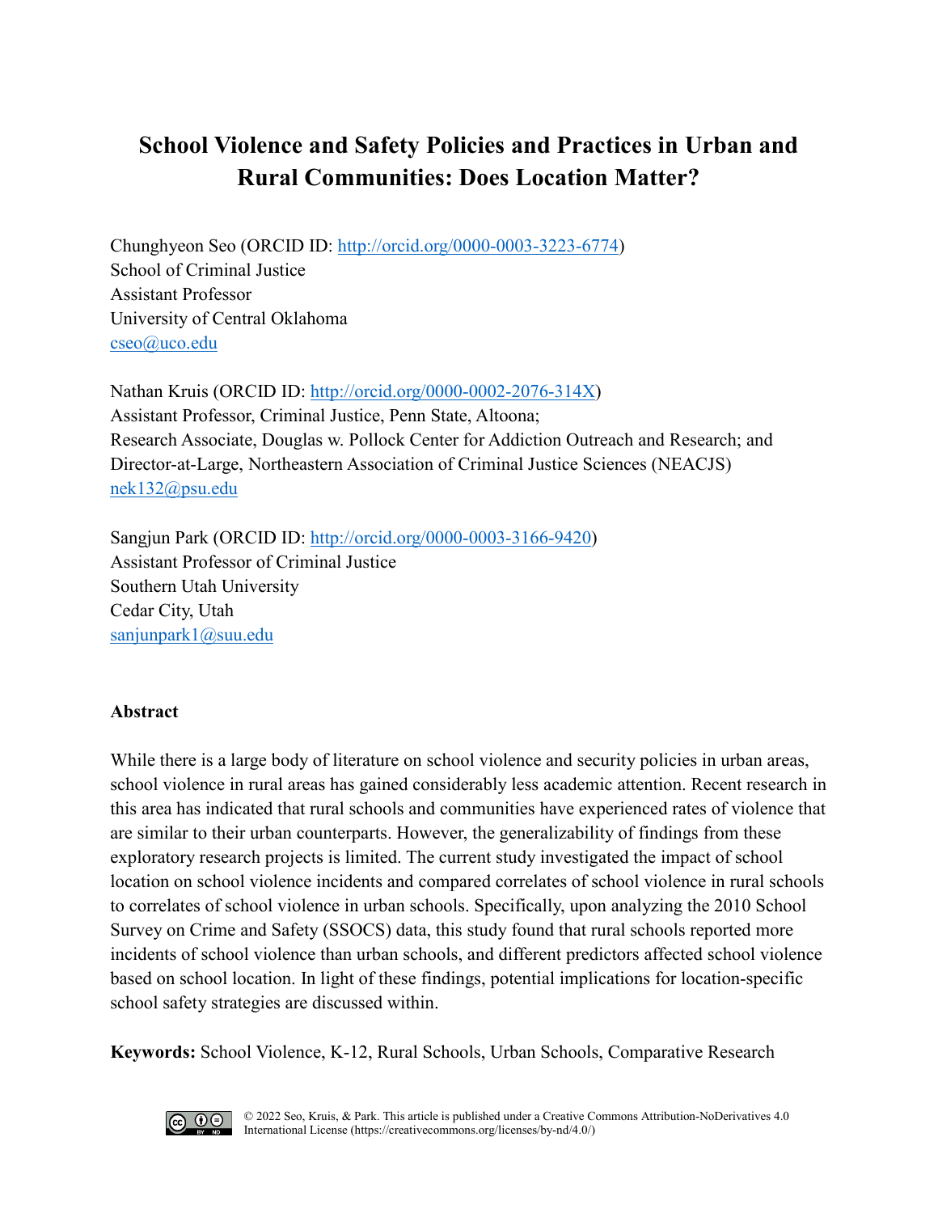# School Violence and Safety Policies and Practices in Urban and Rural Communities: Does Location Matter?

Chunghyeon Seo (ORCID ID: http://orcid.org/0000-0003-3223-6774)
School of Criminal Justice
Assistant Professor
University of Central Oklahoma
cseo@uco.edu

Nathan Kruis (ORCID ID: http://orcid.org/0000-0002-2076-314X)
Assistant Professor, Criminal Justice, Penn State, Altoona;
Research Associate, Douglas w. Pollock Center for Addiction Outreach and Research; and
Director-at-Large, Northeastern Association of Criminal Justice Sciences (NEACJS)
nek132@psu.edu

Sangjun Park (ORCID ID: http://orcid.org/0000-0003-3166-9420)
Assistant Professor of Criminal Justice
Southern Utah University
Cedar City, Utah
sanjunpark1@suu.edu

**Abstract**

While there is a large body of literature on school violence and security policies in urban areas, school violence in rural areas has gained considerably less academic attention. Recent research in this area has indicated that rural schools and communities have experienced rates of violence that are similar to their urban counterparts. However, the generalizability of findings from these exploratory research projects is limited. The current study investigated the impact of school location on school violence incidents and compared correlates of school violence in rural schools to correlates of school violence in urban schools. Specifically, upon analyzing the 2010 School Survey on Crime and Safety (SSOCS) data, this study found that rural schools reported more incidents of school violence than urban schools, and different predictors affected school violence based on school location. In light of these findings, potential implications for location-specific school safety strategies are discussed within.

**Keywords:** School Violence, K-12, Rural Schools, Urban Schools, Comparative Research

© 2022 Seo, Kruis, & Park. This article is published under a Creative Commons Attribution-NoDerivatives 4.0 International License (https://creativecommons.org/licenses/by-nd/4.0/)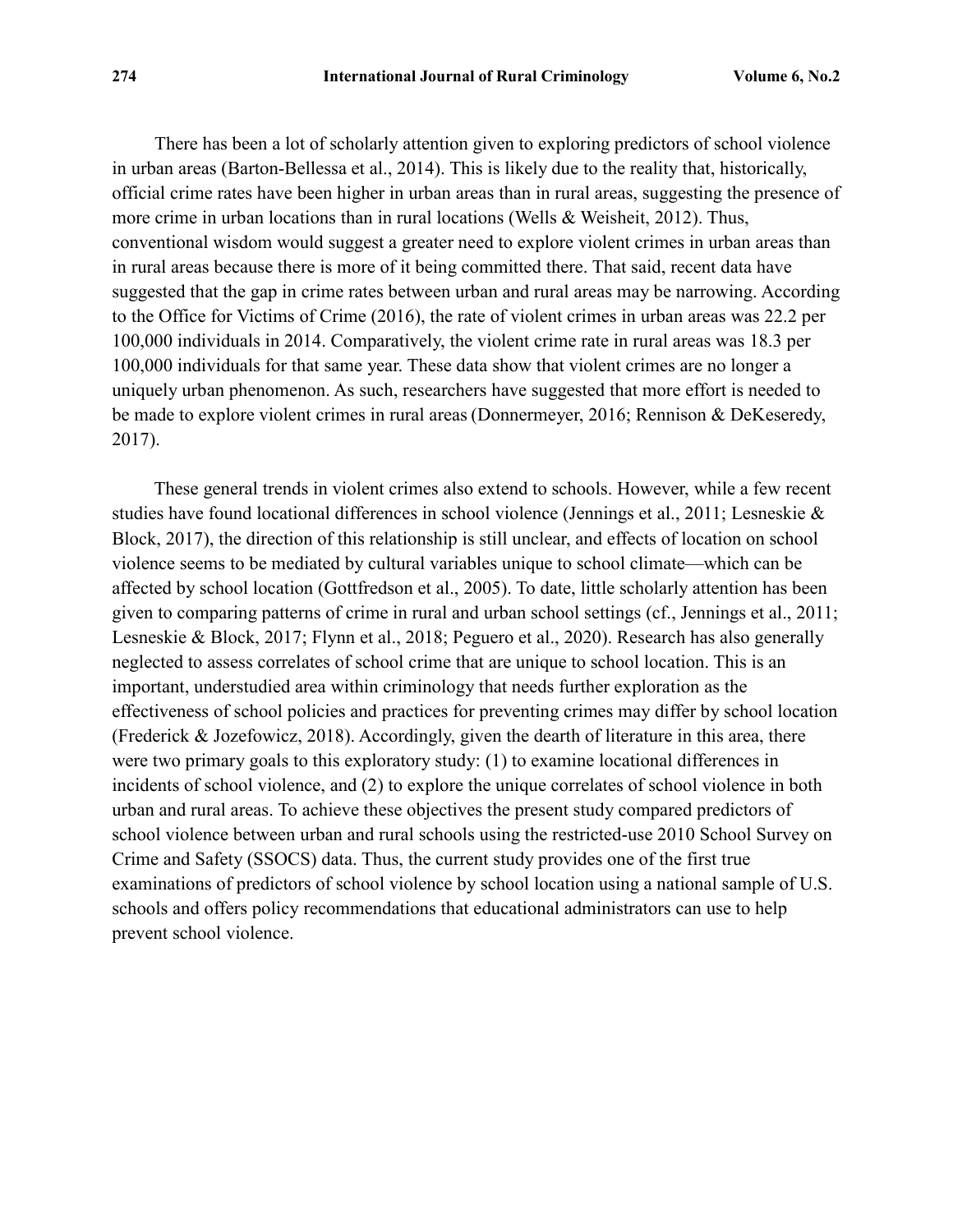There has been a lot of scholarly attention given to exploring predictors of school violence in urban areas (Barton-Bellessa et al., 2014). This is likely due to the reality that, historically, official crime rates have been higher in urban areas than in rural areas, suggesting the presence of more crime in urban locations than in rural locations (Wells & Weisheit, 2012). Thus, conventional wisdom would suggest a greater need to explore violent crimes in urban areas than in rural areas because there is more of it being committed there. That said, recent data have suggested that the gap in crime rates between urban and rural areas may be narrowing. According to the Office for Victims of Crime (2016), the rate of violent crimes in urban areas was 22.2 per 100,000 individuals in 2014. Comparatively, the violent crime rate in rural areas was 18.3 per 100,000 individuals for that same year. These data show that violent crimes are no longer a uniquely urban phenomenon. As such, researchers have suggested that more effort is needed to be made to explore violent crimes in rural areas (Donnermeyer, 2016; Rennison & DeKeseredy, 2017).

These general trends in violent crimes also extend to schools. However, while a few recent studies have found locational differences in school violence (Jennings et al., 2011; Lesneskie & Block, 2017), the direction of this relationship is still unclear, and effects of location on school violence seems to be mediated by cultural variables unique to school climate—which can be affected by school location (Gottfredson et al., 2005). To date, little scholarly attention has been given to comparing patterns of crime in rural and urban school settings (cf., Jennings et al., 2011; Lesneskie & Block, 2017; Flynn et al., 2018; Peguero et al., 2020). Research has also generally neglected to assess correlates of school crime that are unique to school location. This is an important, understudied area within criminology that needs further exploration as the effectiveness of school policies and practices for preventing crimes may differ by school location (Frederick & Jozefowicz, 2018). Accordingly, given the dearth of literature in this area, there were two primary goals to this exploratory study: (1) to examine locational differences in incidents of school violence, and (2) to explore the unique correlates of school violence in both urban and rural areas. To achieve these objectives the present study compared predictors of school violence between urban and rural schools using the restricted-use 2010 School Survey on Crime and Safety (SSOCS) data. Thus, the current study provides one of the first true examinations of predictors of school violence by school location using a national sample of U.S. schools and offers policy recommendations that educational administrators can use to help prevent school violence.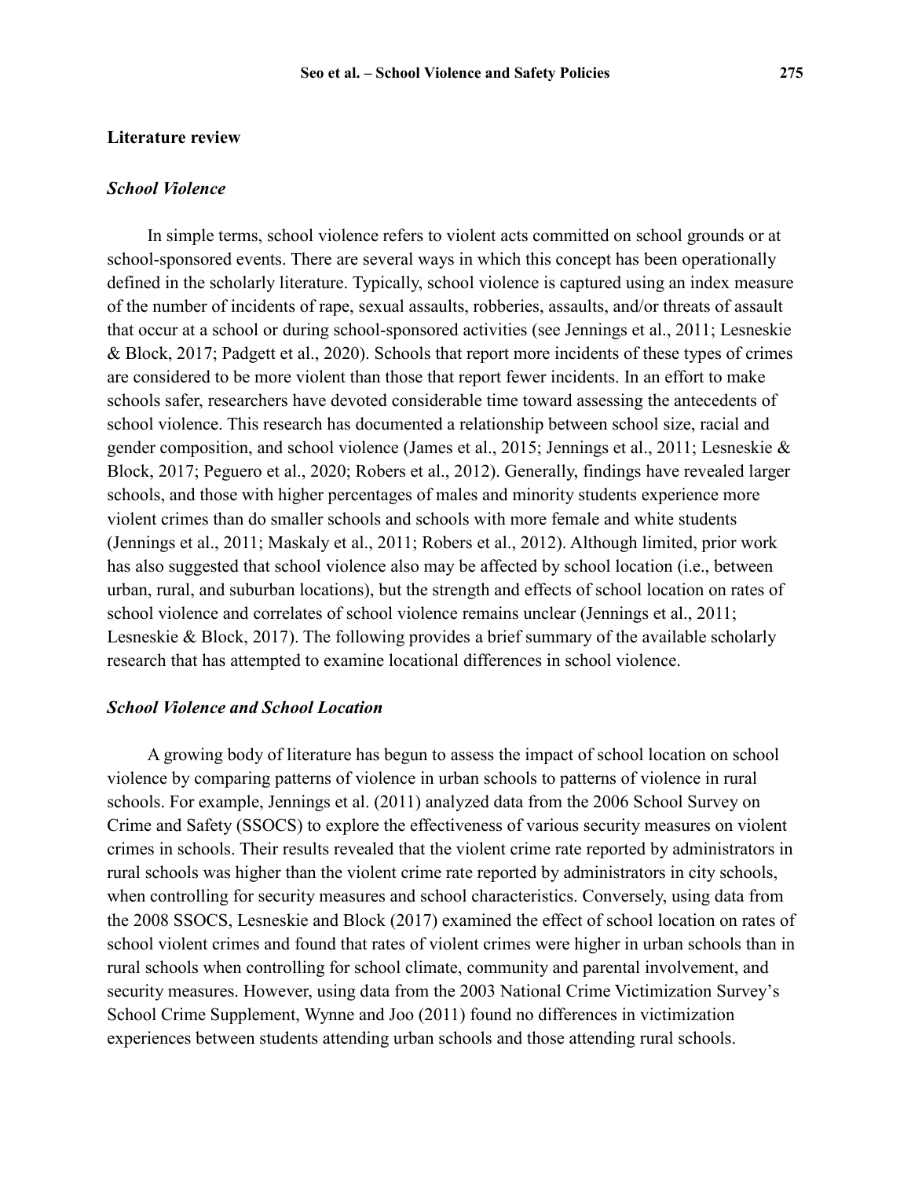## Literature review

### *School Violence*

In simple terms, school violence refers to violent acts committed on school grounds or at school-sponsored events. There are several ways in which this concept has been operationally defined in the scholarly literature. Typically, school violence is captured using an index measure of the number of incidents of rape, sexual assaults, robberies, assaults, and/or threats of assault that occur at a school or during school-sponsored activities (see Jennings et al., 2011; Lesneskie & Block, 2017; Padgett et al., 2020). Schools that report more incidents of these types of crimes are considered to be more violent than those that report fewer incidents. In an effort to make schools safer, researchers have devoted considerable time toward assessing the antecedents of school violence. This research has documented a relationship between school size, racial and gender composition, and school violence (James et al., 2015; Jennings et al., 2011; Lesneskie & Block, 2017; Peguero et al., 2020; Robers et al., 2012). Generally, findings have revealed larger schools, and those with higher percentages of males and minority students experience more violent crimes than do smaller schools and schools with more female and white students (Jennings et al., 2011; Maskaly et al., 2011; Robers et al., 2012). Although limited, prior work has also suggested that school violence also may be affected by school location (i.e., between urban, rural, and suburban locations), but the strength and effects of school location on rates of school violence and correlates of school violence remains unclear (Jennings et al., 2011; Lesneskie & Block, 2017). The following provides a brief summary of the available scholarly research that has attempted to examine locational differences in school violence.

### *School Violence and School Location*

A growing body of literature has begun to assess the impact of school location on school violence by comparing patterns of violence in urban schools to patterns of violence in rural schools. For example, Jennings et al. (2011) analyzed data from the 2006 School Survey on Crime and Safety (SSOCS) to explore the effectiveness of various security measures on violent crimes in schools. Their results revealed that the violent crime rate reported by administrators in rural schools was higher than the violent crime rate reported by administrators in city schools, when controlling for security measures and school characteristics. Conversely, using data from the 2008 SSOCS, Lesneskie and Block (2017) examined the effect of school location on rates of school violent crimes and found that rates of violent crimes were higher in urban schools than in rural schools when controlling for school climate, community and parental involvement, and security measures. However, using data from the 2003 National Crime Victimization Survey's School Crime Supplement, Wynne and Joo (2011) found no differences in victimization experiences between students attending urban schools and those attending rural schools.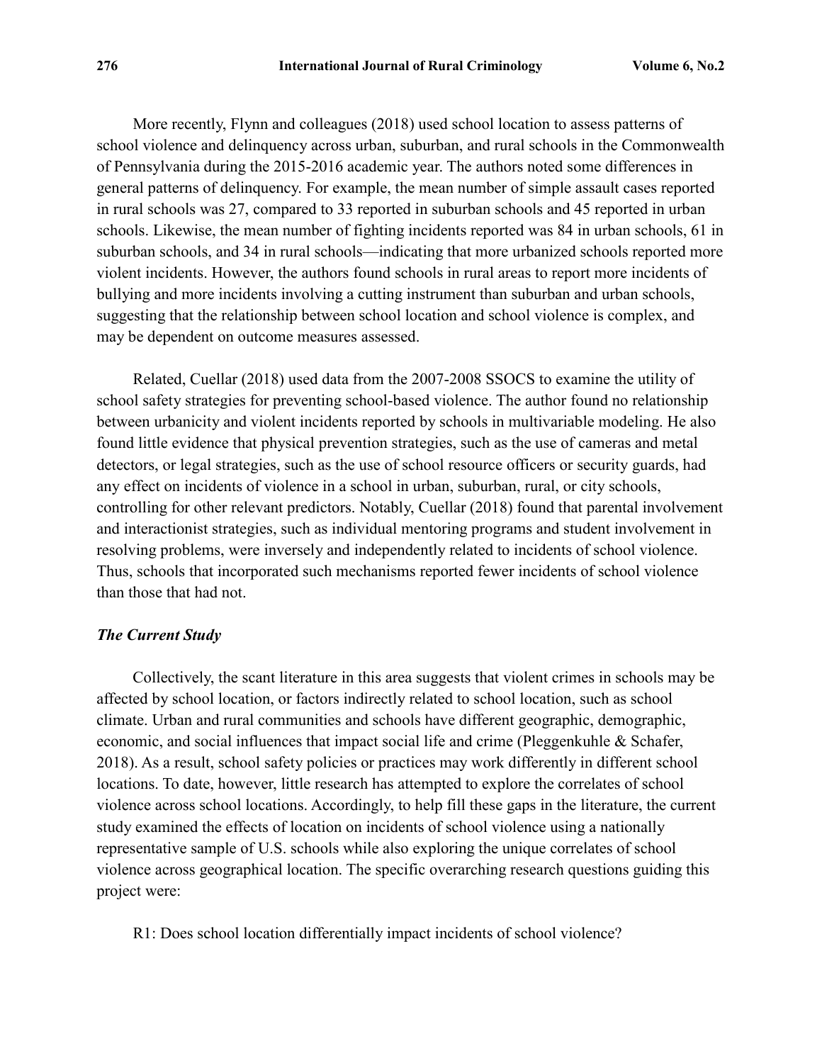More recently, Flynn and colleagues (2018) used school location to assess patterns of school violence and delinquency across urban, suburban, and rural schools in the Commonwealth of Pennsylvania during the 2015-2016 academic year. The authors noted some differences in general patterns of delinquency. For example, the mean number of simple assault cases reported in rural schools was 27, compared to 33 reported in suburban schools and 45 reported in urban schools. Likewise, the mean number of fighting incidents reported was 84 in urban schools, 61 in suburban schools, and 34 in rural schools—indicating that more urbanized schools reported more violent incidents. However, the authors found schools in rural areas to report more incidents of bullying and more incidents involving a cutting instrument than suburban and urban schools, suggesting that the relationship between school location and school violence is complex, and may be dependent on outcome measures assessed.

Related, Cuellar (2018) used data from the 2007-2008 SSOCS to examine the utility of school safety strategies for preventing school-based violence. The author found no relationship between urbanicity and violent incidents reported by schools in multivariable modeling. He also found little evidence that physical prevention strategies, such as the use of cameras and metal detectors, or legal strategies, such as the use of school resource officers or security guards, had any effect on incidents of violence in a school in urban, suburban, rural, or city schools, controlling for other relevant predictors. Notably, Cuellar (2018) found that parental involvement and interactionist strategies, such as individual mentoring programs and student involvement in resolving problems, were inversely and independently related to incidents of school violence. Thus, schools that incorporated such mechanisms reported fewer incidents of school violence than those that had not.

### *The Current Study*

Collectively, the scant literature in this area suggests that violent crimes in schools may be affected by school location, or factors indirectly related to school location, such as school climate. Urban and rural communities and schools have different geographic, demographic, economic, and social influences that impact social life and crime (Pleggenkuhle & Schafer, 2018). As a result, school safety policies or practices may work differently in different school locations. To date, however, little research has attempted to explore the correlates of school violence across school locations. Accordingly, to help fill these gaps in the literature, the current study examined the effects of location on incidents of school violence using a nationally representative sample of U.S. schools while also exploring the unique correlates of school violence across geographical location. The specific overarching research questions guiding this project were:

R1: Does school location differentially impact incidents of school violence?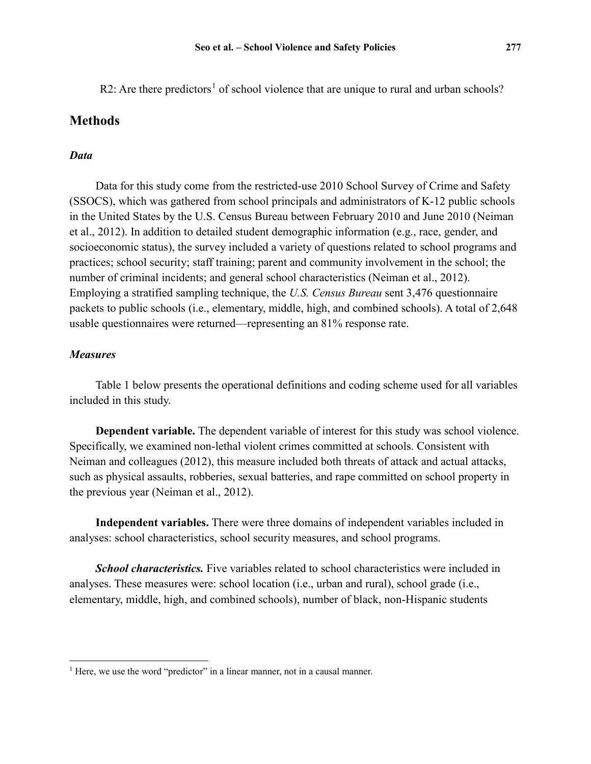R2: Are there predictors[1] of school violence that are unique to rural and urban schools?

## Methods

### *Data*

Data for this study come from the restricted-use 2010 School Survey of Crime and Safety (SSOCS), which was gathered from school principals and administrators of K-12 public schools in the United States by the U.S. Census Bureau between February 2010 and June 2010 (Neiman et al., 2012). In addition to detailed student demographic information (e.g., race, gender, and socioeconomic status), the survey included a variety of questions related to school programs and practices; school security; staff training; parent and community involvement in the school; the number of criminal incidents; and general school characteristics (Neiman et al., 2012). Employing a stratified sampling technique, the *U.S. Census Bureau* sent 3,476 questionnaire packets to public schools (i.e., elementary, middle, high, and combined schools). A total of 2,648 usable questionnaires were returned—representing an 81% response rate.

### *Measures*

Table 1 below presents the operational definitions and coding scheme used for all variables included in this study.

**Dependent variable.** The dependent variable of interest for this study was school violence. Specifically, we examined non-lethal violent crimes committed at schools. Consistent with Neiman and colleagues (2012), this measure included both threats of attack and actual attacks, such as physical assaults, robberies, sexual batteries, and rape committed on school property in the previous year (Neiman et al., 2012).

**Independent variables.** There were three domains of independent variables included in analyses: school characteristics, school security measures, and school programs.

***School characteristics.*** Five variables related to school characteristics were included in analyses. These measures were: school location (i.e., urban and rural), school grade (i.e., elementary, middle, high, and combined schools), number of black, non-Hispanic students

[1] Here, we use the word "predictor" in a linear manner, not in a causal manner.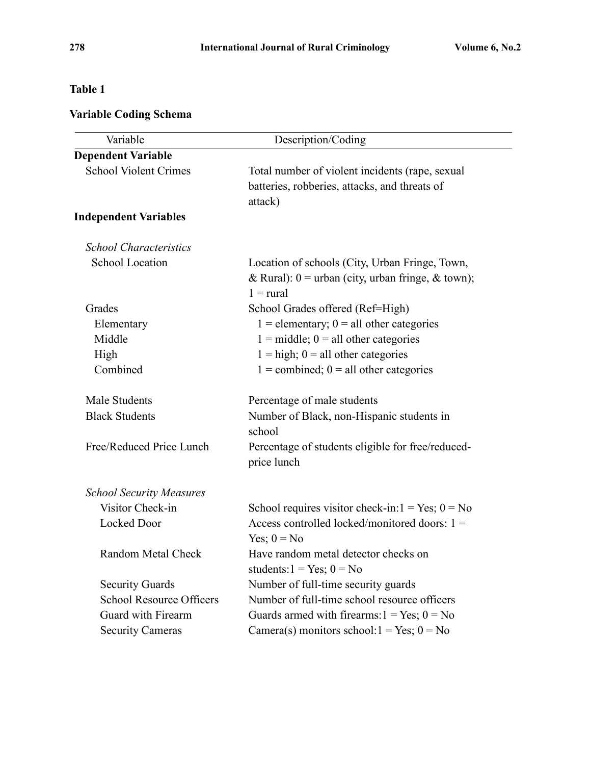**Table 1**

**Variable Coding Schema**

| Variable | Description/Coding |
|---|---|
| **Dependent Variable** | |
| School Violent Crimes | Total number of violent incidents (rape, sexual batteries, robberies, attacks, and threats of attack) |
| **Independent Variables** | |
| *School Characteristics* | |
| School Location | Location of schools (City, Urban Fringe, Town, & Rural): 0 = urban (city, urban fringe, & town); 1 = rural |
| Grades | School Grades offered (Ref=High) |
| Elementary | 1 = elementary; 0 = all other categories |
| Middle | 1 = middle; 0 = all other categories |
| High | 1 = high; 0 = all other categories |
| Combined | 1 = combined; 0 = all other categories |
| Male Students | Percentage of male students |
| Black Students | Number of Black, non-Hispanic students in school |
| Free/Reduced Price Lunch | Percentage of students eligible for free/reduced-price lunch |
| *School Security Measures* | |
| Visitor Check-in | School requires visitor check-in:1 = Yes; 0 = No |
| Locked Door | Access controlled locked/monitored doors: 1 = Yes; 0 = No |
| Random Metal Check | Have random metal detector checks on students:1 = Yes; 0 = No |
| Security Guards | Number of full-time security guards |
| School Resource Officers | Number of full-time school resource officers |
| Guard with Firearm | Guards armed with firearms:1 = Yes; 0 = No |
| Security Cameras | Camera(s) monitors school:1 = Yes; 0 = No |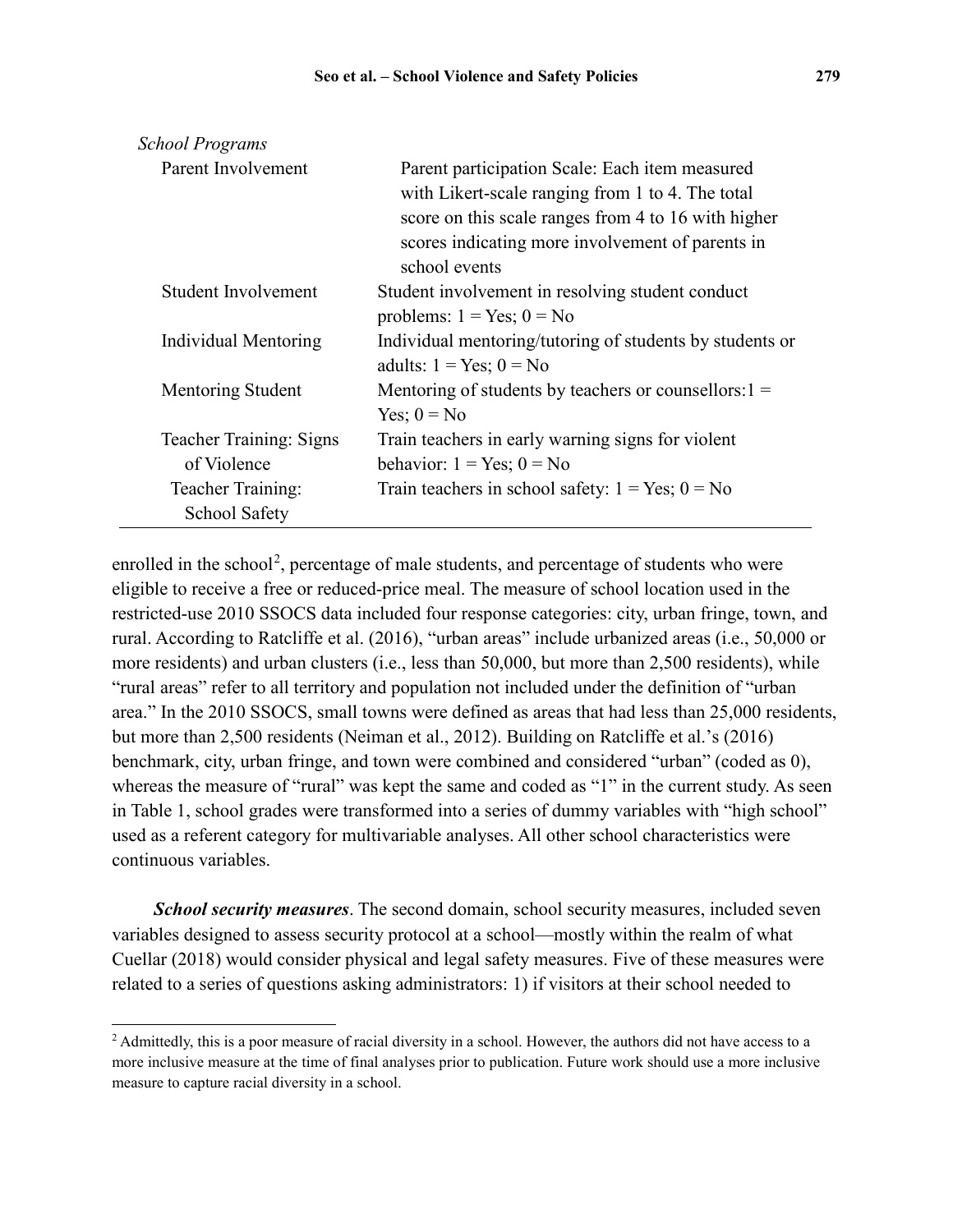| *School Programs* | |
|---|---|
| Parent Involvement | Parent participation Scale: Each item measured with Likert-scale ranging from 1 to 4. The total score on this scale ranges from 4 to 16 with higher scores indicating more involvement of parents in school events |
| Student Involvement | Student involvement in resolving student conduct problems: 1 = Yes; 0 = No |
| Individual Mentoring | Individual mentoring/tutoring of students by students or adults: 1 = Yes; 0 = No |
| Mentoring Student | Mentoring of students by teachers or counsellors:1 = Yes; 0 = No |
| Teacher Training: Signs of Violence | Train teachers in early warning signs for violent behavior: 1 = Yes; 0 = No |
| Teacher Training: School Safety | Train teachers in school safety: 1 = Yes; 0 = No |

enrolled in the school[2], percentage of male students, and percentage of students who were eligible to receive a free or reduced-price meal. The measure of school location used in the restricted-use 2010 SSOCS data included four response categories: city, urban fringe, town, and rural. According to Ratcliffe et al. (2016), "urban areas" include urbanized areas (i.e., 50,000 or more residents) and urban clusters (i.e., less than 50,000, but more than 2,500 residents), while "rural areas" refer to all territory and population not included under the definition of "urban area." In the 2010 SSOCS, small towns were defined as areas that had less than 25,000 residents, but more than 2,500 residents (Neiman et al., 2012). Building on Ratcliffe et al.'s (2016) benchmark, city, urban fringe, and town were combined and considered "urban" (coded as 0), whereas the measure of "rural" was kept the same and coded as "1" in the current study. As seen in Table 1, school grades were transformed into a series of dummy variables with "high school" used as a referent category for multivariable analyses. All other school characteristics were continuous variables.

***School security measures***. The second domain, school security measures, included seven variables designed to assess security protocol at a school—mostly within the realm of what Cuellar (2018) would consider physical and legal safety measures. Five of these measures were related to a series of questions asking administrators: 1) if visitors at their school needed to

[2] Admittedly, this is a poor measure of racial diversity in a school. However, the authors did not have access to a more inclusive measure at the time of final analyses prior to publication. Future work should use a more inclusive measure to capture racial diversity in a school.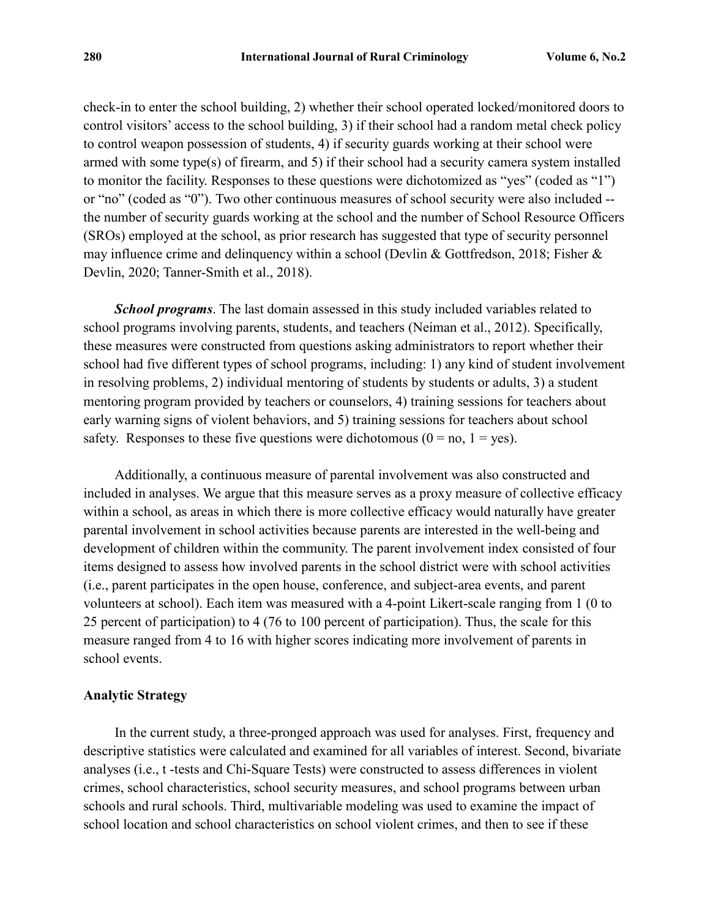check-in to enter the school building, 2) whether their school operated locked/monitored doors to control visitors' access to the school building, 3) if their school had a random metal check policy to control weapon possession of students, 4) if security guards working at their school were armed with some type(s) of firearm, and 5) if their school had a security camera system installed to monitor the facility. Responses to these questions were dichotomized as "yes" (coded as "1") or "no" (coded as "0"). Two other continuous measures of school security were also included -- the number of security guards working at the school and the number of School Resource Officers (SROs) employed at the school, as prior research has suggested that type of security personnel may influence crime and delinquency within a school (Devlin & Gottfredson, 2018; Fisher & Devlin, 2020; Tanner-Smith et al., 2018).

***School programs***. The last domain assessed in this study included variables related to school programs involving parents, students, and teachers (Neiman et al., 2012). Specifically, these measures were constructed from questions asking administrators to report whether their school had five different types of school programs, including: 1) any kind of student involvement in resolving problems, 2) individual mentoring of students by students or adults, 3) a student mentoring program provided by teachers or counselors, 4) training sessions for teachers about early warning signs of violent behaviors, and 5) training sessions for teachers about school safety. Responses to these five questions were dichotomous (0 = no, 1 = yes).

Additionally, a continuous measure of parental involvement was also constructed and included in analyses. We argue that this measure serves as a proxy measure of collective efficacy within a school, as areas in which there is more collective efficacy would naturally have greater parental involvement in school activities because parents are interested in the well-being and development of children within the community. The parent involvement index consisted of four items designed to assess how involved parents in the school district were with school activities (i.e., parent participates in the open house, conference, and subject-area events, and parent volunteers at school). Each item was measured with a 4-point Likert-scale ranging from 1 (0 to 25 percent of participation) to 4 (76 to 100 percent of participation). Thus, the scale for this measure ranged from 4 to 16 with higher scores indicating more involvement of parents in school events.

### Analytic Strategy

In the current study, a three-pronged approach was used for analyses. First, frequency and descriptive statistics were calculated and examined for all variables of interest. Second, bivariate analyses (i.e., t -tests and Chi-Square Tests) were constructed to assess differences in violent crimes, school characteristics, school security measures, and school programs between urban schools and rural schools. Third, multivariable modeling was used to examine the impact of school location and school characteristics on school violent crimes, and then to see if these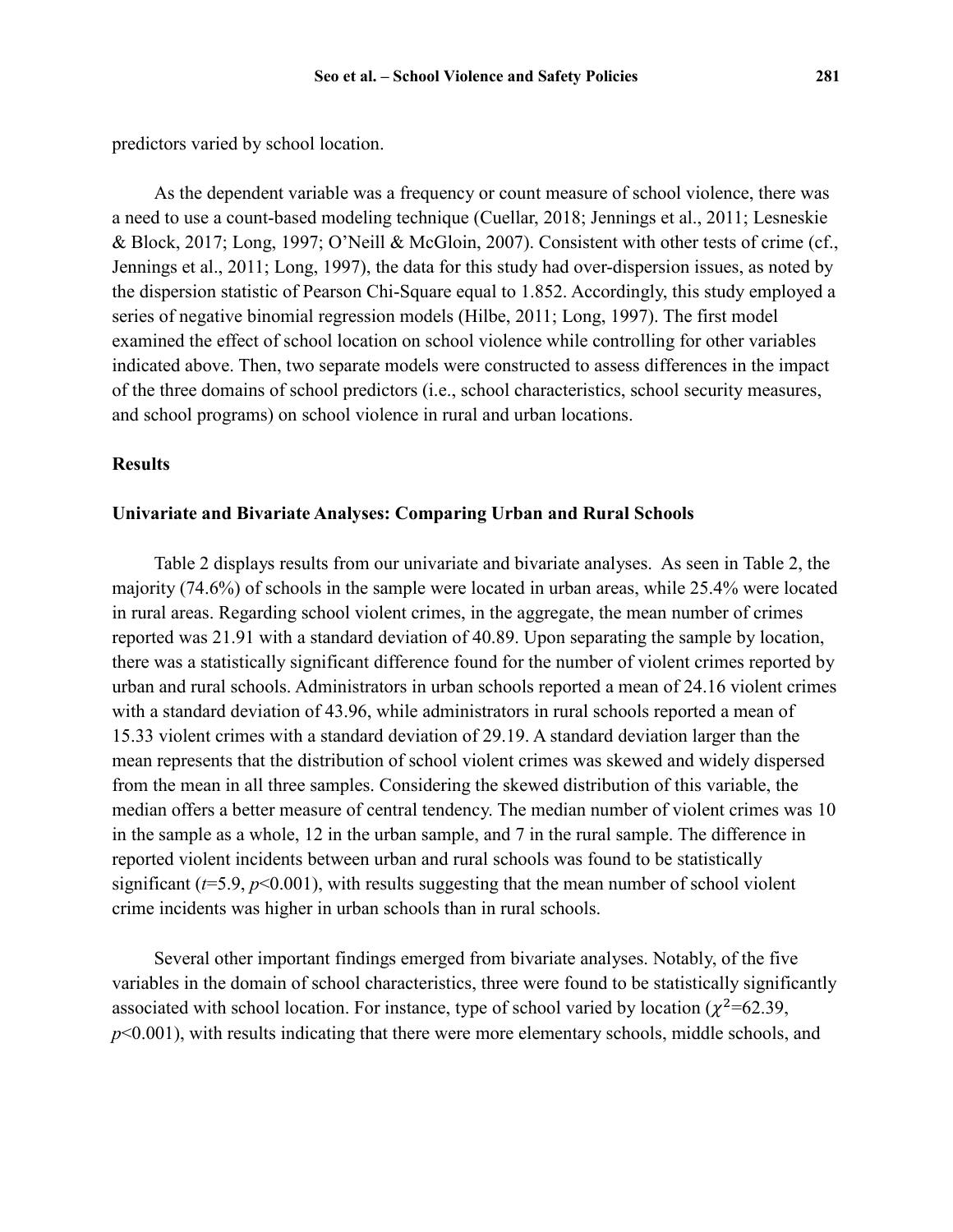predictors varied by school location.

As the dependent variable was a frequency or count measure of school violence, there was a need to use a count-based modeling technique (Cuellar, 2018; Jennings et al., 2011; Lesneskie & Block, 2017; Long, 1997; O'Neill & McGloin, 2007). Consistent with other tests of crime (cf., Jennings et al., 2011; Long, 1997), the data for this study had over-dispersion issues, as noted by the dispersion statistic of Pearson Chi-Square equal to 1.852. Accordingly, this study employed a series of negative binomial regression models (Hilbe, 2011; Long, 1997). The first model examined the effect of school location on school violence while controlling for other variables indicated above. Then, two separate models were constructed to assess differences in the impact of the three domains of school predictors (i.e., school characteristics, school security measures, and school programs) on school violence in rural and urban locations.

## Results

### Univariate and Bivariate Analyses: Comparing Urban and Rural Schools

Table 2 displays results from our univariate and bivariate analyses. As seen in Table 2, the majority (74.6%) of schools in the sample were located in urban areas, while 25.4% were located in rural areas. Regarding school violent crimes, in the aggregate, the mean number of crimes reported was 21.91 with a standard deviation of 40.89. Upon separating the sample by location, there was a statistically significant difference found for the number of violent crimes reported by urban and rural schools. Administrators in urban schools reported a mean of 24.16 violent crimes with a standard deviation of 43.96, while administrators in rural schools reported a mean of 15.33 violent crimes with a standard deviation of 29.19. A standard deviation larger than the mean represents that the distribution of school violent crimes was skewed and widely dispersed from the mean in all three samples. Considering the skewed distribution of this variable, the median offers a better measure of central tendency. The median number of violent crimes was 10 in the sample as a whole, 12 in the urban sample, and 7 in the rural sample. The difference in reported violent incidents between urban and rural schools was found to be statistically significant ($t$=5.9, $p$<0.001), with results suggesting that the mean number of school violent crime incidents was higher in urban schools than in rural schools.

Several other important findings emerged from bivariate analyses. Notably, of the five variables in the domain of school characteristics, three were found to be statistically significantly associated with school location. For instance, type of school varied by location ($\chi^2$=62.39, $p$<0.001), with results indicating that there were more elementary schools, middle schools, and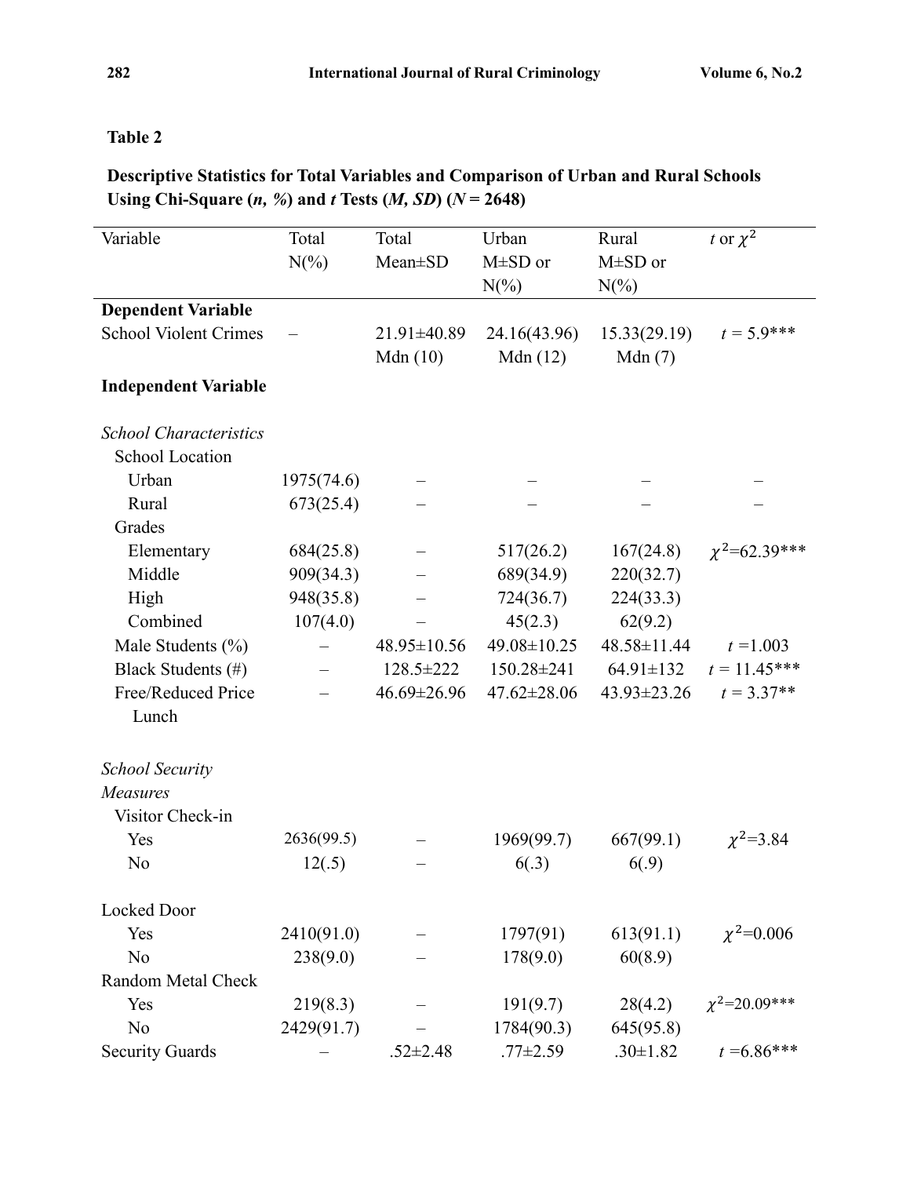**Table 2**

**Descriptive Statistics for Total Variables and Comparison of Urban and Rural Schools Using Chi-Square (*n, %*) and *t* Tests (*M, SD*) (*N* = 2648)**

| Variable | Total N(%) | Total Mean±SD | Urban M±SD or N(%) | Rural M±SD or N(%) | *t* or $\chi^2$ |
|---|---|---|---|---|---|
| **Dependent Variable** | | | | | |
| School Violent Crimes | – | 21.91±40.89 Mdn (10) | 24.16(43.96) Mdn (12) | 15.33(29.19) Mdn (7) | $t$ = 5.9*** |
| **Independent Variable** | | | | | |
| *School Characteristics* | | | | | |
| School Location | | | | | |
| Urban | 1975(74.6) | – | – | – | – |
| Rural | 673(25.4) | – | – | – | – |
| Grades | | | | | |
| Elementary | 684(25.8) | – | 517(26.2) | 167(24.8) | $\chi^2$=62.39*** |
| Middle | 909(34.3) | – | 689(34.9) | 220(32.7) | |
| High | 948(35.8) | – | 724(36.7) | 224(33.3) | |
| Combined | 107(4.0) | – | 45(2.3) | 62(9.2) | |
| Male Students (%) | – | 48.95±10.56 | 49.08±10.25 | 48.58±11.44 | $t$ =1.003 |
| Black Students (#) | – | 128.5±222 | 150.28±241 | 64.91±132 | $t$ = 11.45*** |
| Free/Reduced Price Lunch | – | 46.69±26.96 | 47.62±28.06 | 43.93±23.26 | $t$ = 3.37** |
| *School Security Measures* | | | | | |
| Visitor Check-in | | | | | |
| Yes | 2636(99.5) | – | 1969(99.7) | 667(99.1) | $\chi^2$=3.84 |
| No | 12(.5) | – | 6(.3) | 6(.9) | |
| Locked Door | | | | | |
| Yes | 2410(91.0) | – | 1797(91) | 613(91.1) | $\chi^2$=0.006 |
| No | 238(9.0) | – | 178(9.0) | 60(8.9) | |
| Random Metal Check | | | | | |
| Yes | 219(8.3) | – | 191(9.7) | 28(4.2) | $\chi^2$=20.09*** |
| No | 2429(91.7) | – | 1784(90.3) | 645(95.8) | |
| Security Guards | – | .52±2.48 | .77±2.59 | .30±1.82 | $t$ =6.86*** |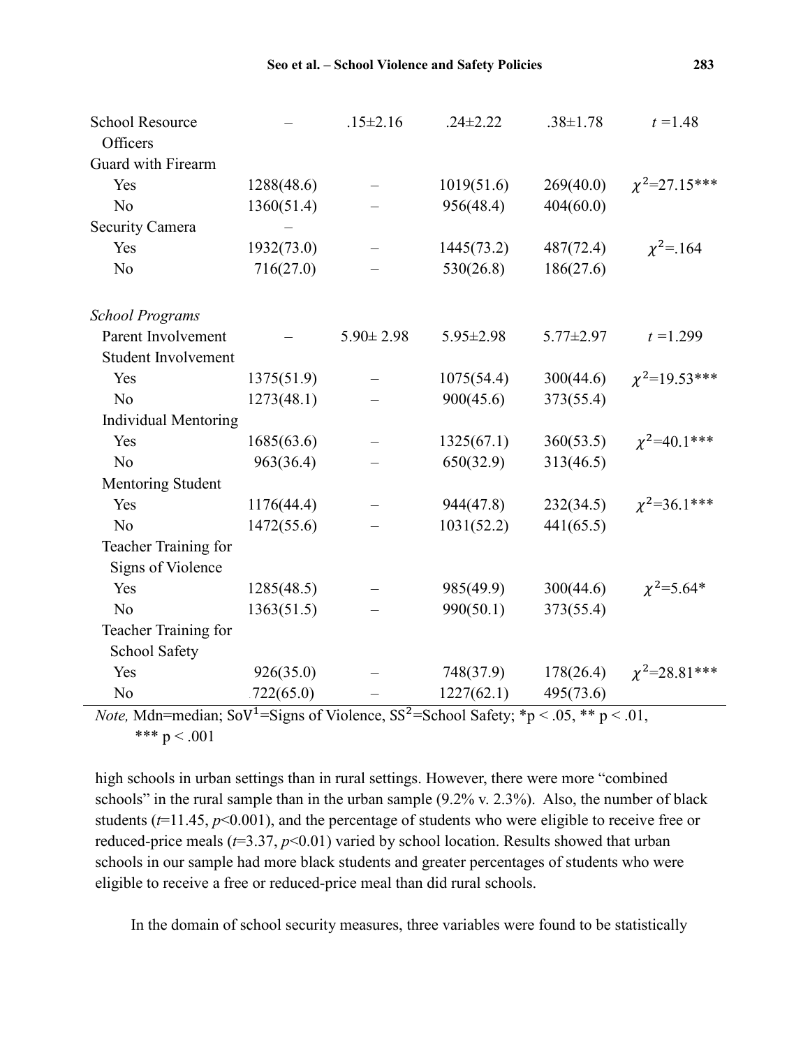| | | | | | |
|---|---|---|---|---|---|
| School Resource Officers | – | .15±2.16 | .24±2.22 | .38±1.78 | $t$ =1.48 |
| Guard with Firearm | | | | | |
| Yes | 1288(48.6) | – | 1019(51.6) | 269(40.0) | $\chi^2$=27.15*** |
| No | 1360(51.4) | – | 956(48.4) | 404(60.0) | |
| Security Camera | – | | | | |
| Yes | 1932(73.0) | – | 1445(73.2) | 487(72.4) | $\chi^2$=.164 |
| No | 716(27.0) | – | 530(26.8) | 186(27.6) | |
| *School Programs* | | | | | |
| Parent Involvement | – | 5.90± 2.98 | 5.95±2.98 | 5.77±2.97 | $t$ =1.299 |
| Student Involvement | | | | | |
| Yes | 1375(51.9) | – | 1075(54.4) | 300(44.6) | $\chi^2$=19.53*** |
| No | 1273(48.1) | – | 900(45.6) | 373(55.4) | |
| Individual Mentoring | | | | | |
| Yes | 1685(63.6) | – | 1325(67.1) | 360(53.5) | $\chi^2$=40.1*** |
| No | 963(36.4) | – | 650(32.9) | 313(46.5) | |
| Mentoring Student | | | | | |
| Yes | 1176(44.4) | – | 944(47.8) | 232(34.5) | $\chi^2$=36.1*** |
| No | 1472(55.6) | – | 1031(52.2) | 441(65.5) | |
| Teacher Training for Signs of Violence | | | | | |
| Yes | 1285(48.5) | – | 985(49.9) | 300(44.6) | $\chi^2$=5.64* |
| No | 1363(51.5) | – | 990(50.1) | 373(55.4) | |
| Teacher Training for School Safety | | | | | |
| Yes | 926(35.0) | – | 748(37.9) | 178(26.4) | $\chi^2$=28.81*** |
| No | .722(65.0) | – | 1227(62.1) | 495(73.6) | |

*Note,* Mdn=median; SoV[1]=Signs of Violence, SS[2]=School Safety; *p < .05, ** p < .01, *** p < .001

high schools in urban settings than in rural settings. However, there were more "combined schools" in the rural sample than in the urban sample (9.2% v. 2.3%). Also, the number of black students ($t$=11.45, $p$<0.001), and the percentage of students who were eligible to receive free or reduced-price meals ($t$=3.37, $p$<0.01) varied by school location. Results showed that urban schools in our sample had more black students and greater percentages of students who were eligible to receive a free or reduced-price meal than did rural schools.

In the domain of school security measures, three variables were found to be statistically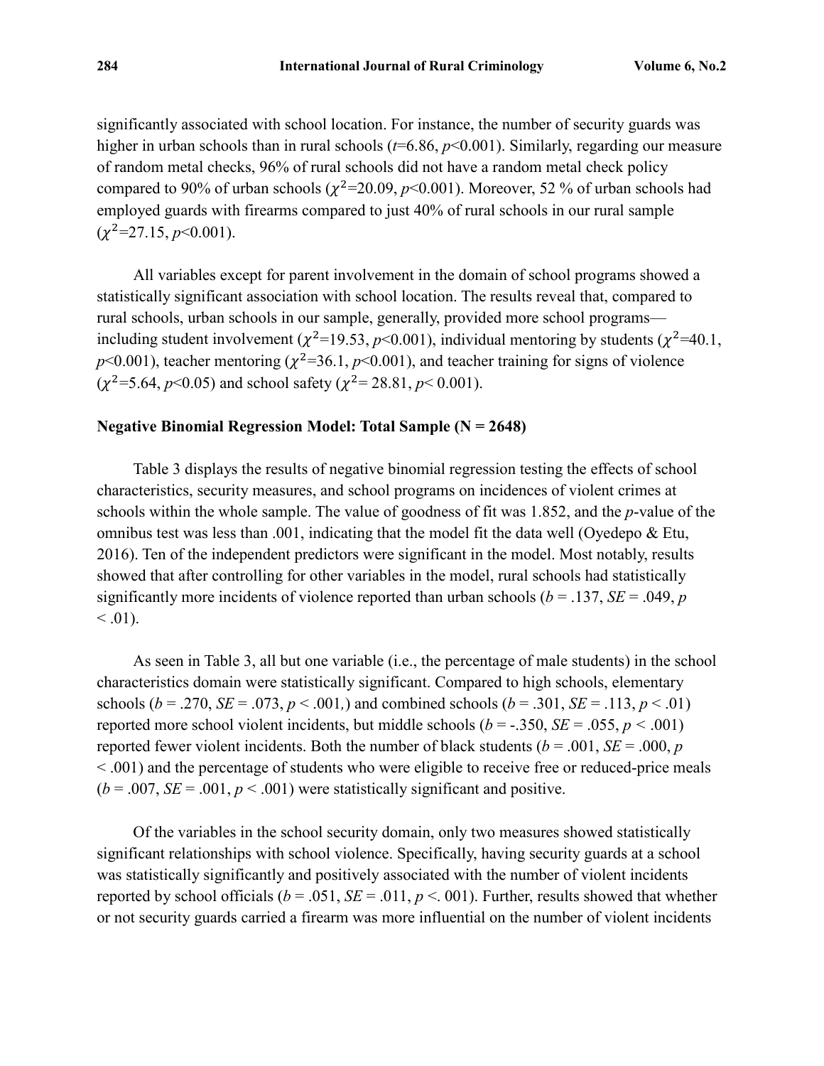significantly associated with school location. For instance, the number of security guards was higher in urban schools than in rural schools ($t$=6.86, $p$<0.001). Similarly, regarding our measure of random metal checks, 96% of rural schools did not have a random metal check policy compared to 90% of urban schools ($\chi^2$=20.09, $p$<0.001). Moreover, 52 % of urban schools had employed guards with firearms compared to just 40% of rural schools in our rural sample ($\chi^2$=27.15, $p$<0.001).

All variables except for parent involvement in the domain of school programs showed a statistically significant association with school location. The results reveal that, compared to rural schools, urban schools in our sample, generally, provided more school programs—including student involvement ($\chi^2$=19.53, $p$<0.001), individual mentoring by students ($\chi^2$=40.1, $p$<0.001), teacher mentoring ($\chi^2$=36.1, $p$<0.001), and teacher training for signs of violence ($\chi^2$=5.64, $p$<0.05) and school safety ($\chi^2$= 28.81, $p$< 0.001).

### Negative Binomial Regression Model: Total Sample (N = 2648)

Table 3 displays the results of negative binomial regression testing the effects of school characteristics, security measures, and school programs on incidences of violent crimes at schools within the whole sample. The value of goodness of fit was 1.852, and the $p$-value of the omnibus test was less than .001, indicating that the model fit the data well (Oyedepo & Etu, 2016). Ten of the independent predictors were significant in the model. Most notably, results showed that after controlling for other variables in the model, rural schools had statistically significantly more incidents of violence reported than urban schools ($b$ = .137, $SE$ = .049, $p$ < .01).

As seen in Table 3, all but one variable (i.e., the percentage of male students) in the school characteristics domain were statistically significant. Compared to high schools, elementary schools ($b$ = .270, $SE$ = .073, $p$ < .001*,*) and combined schools ($b$ = .301, $SE$ = .113, $p$ < .01) reported more school violent incidents, but middle schools ($b$ = -.350, $SE$ = .055, $p$ < .001) reported fewer violent incidents. Both the number of black students ($b$ = .001, $SE$ = .000, $p$ < .001) and the percentage of students who were eligible to receive free or reduced-price meals ($b$ = .007, $SE$ = .001, $p$ < .001) were statistically significant and positive.

Of the variables in the school security domain, only two measures showed statistically significant relationships with school violence. Specifically, having security guards at a school was statistically significantly and positively associated with the number of violent incidents reported by school officials ($b$ = .051, $SE$ = .011, $p$ <. 001). Further, results showed that whether or not security guards carried a firearm was more influential on the number of violent incidents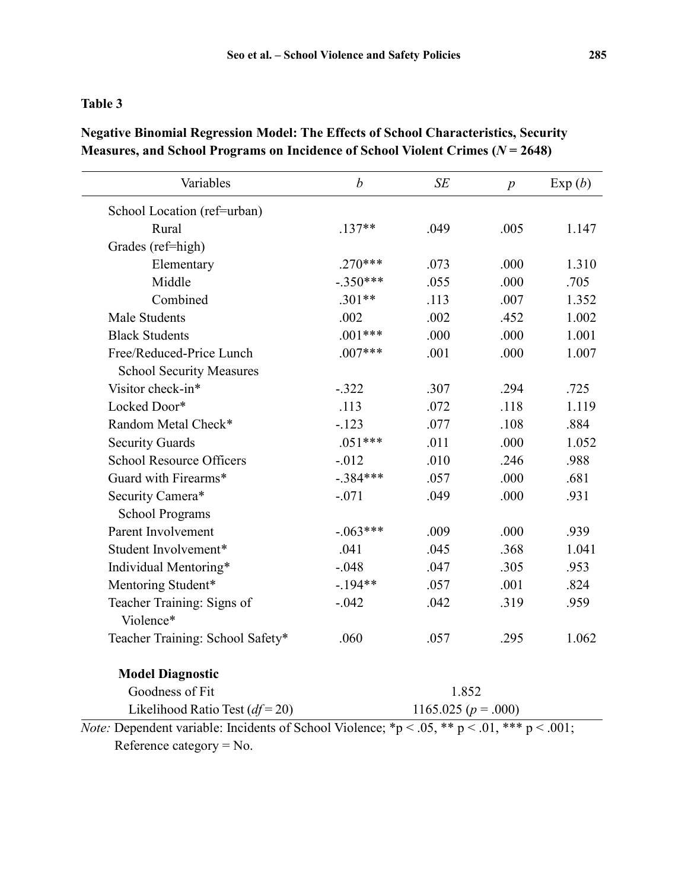**Table 3**

**Negative Binomial Regression Model: The Effects of School Characteristics, Security Measures, and School Programs on Incidence of School Violent Crimes ($N$ = 2648)**

| Variables | $b$ | $SE$ | $p$ | Exp ($b$) |
|---|---|---|---|---|
| School Location (ref=urban) | | | | |
| Rural | .137** | .049 | .005 | 1.147 |
| Grades (ref=high) | | | | |
| Elementary | .270*** | .073 | .000 | 1.310 |
| Middle | -.350*** | .055 | .000 | .705 |
| Combined | .301** | .113 | .007 | 1.352 |
| Male Students | .002 | .002 | .452 | 1.002 |
| Black Students | .001*** | .000 | .000 | 1.001 |
| Free/Reduced-Price Lunch | .007*** | .001 | .000 | 1.007 |
| School Security Measures | | | | |
| Visitor check-in* | -.322 | .307 | .294 | .725 |
| Locked Door* | .113 | .072 | .118 | 1.119 |
| Random Metal Check* | -.123 | .077 | .108 | .884 |
| Security Guards | .051*** | .011 | .000 | 1.052 |
| School Resource Officers | -.012 | .010 | .246 | .988 |
| Guard with Firearms* | -.384*** | .057 | .000 | .681 |
| Security Camera* | -.071 | .049 | .000 | .931 |
| School Programs | | | | |
| Parent Involvement | -.063*** | .009 | .000 | .939 |
| Student Involvement* | .041 | .045 | .368 | 1.041 |
| Individual Mentoring* | -.048 | .047 | .305 | .953 |
| Mentoring Student* | -.194** | .057 | .001 | .824 |
| Teacher Training: Signs of Violence* | -.042 | .042 | .319 | .959 |
| Teacher Training: School Safety* | .060 | .057 | .295 | 1.062 |
| **Model Diagnostic** | | | | |
| Goodness of Fit | | 1.852 | | |
| Likelihood Ratio Test ($df$ = 20) | | 1165.025 ($p$ = .000) | | |

*Note:* Dependent variable: Incidents of School Violence; *p < .05, ** p < .01, *** p < .001; Reference category = No.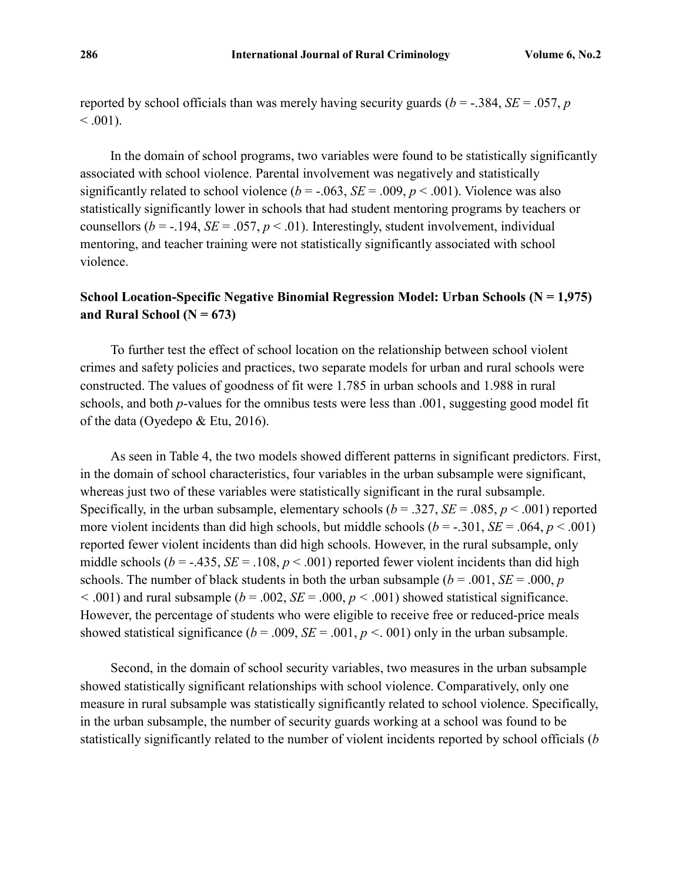reported by school officials than was merely having security guards ($b$ = -.384, $SE$ = .057, $p$ < .001).

In the domain of school programs, two variables were found to be statistically significantly associated with school violence. Parental involvement was negatively and statistically significantly related to school violence ($b$ = -.063, $SE$ = .009, $p$ < .001). Violence was also statistically significantly lower in schools that had student mentoring programs by teachers or counsellors ($b$ = -.194, $SE$ = .057, $p$ < .01). Interestingly, student involvement, individual mentoring, and teacher training were not statistically significantly associated with school violence.

### School Location-Specific Negative Binomial Regression Model: Urban Schools (N = 1,975) and Rural School (N = 673)

To further test the effect of school location on the relationship between school violent crimes and safety policies and practices, two separate models for urban and rural schools were constructed. The values of goodness of fit were 1.785 in urban schools and 1.988 in rural schools, and both $p$-values for the omnibus tests were less than .001, suggesting good model fit of the data (Oyedepo & Etu, 2016).

As seen in Table 4, the two models showed different patterns in significant predictors. First, in the domain of school characteristics, four variables in the urban subsample were significant, whereas just two of these variables were statistically significant in the rural subsample. Specifically, in the urban subsample, elementary schools ($b$ = .327, $SE$ = .085, $p$ < .001) reported more violent incidents than did high schools, but middle schools ($b$ = -.301, $SE$ = .064, $p$ < .001) reported fewer violent incidents than did high schools. However, in the rural subsample, only middle schools ($b$ = -.435, $SE$ = .108, $p$ < .001) reported fewer violent incidents than did high schools. The number of black students in both the urban subsample ($b$ = .001, $SE$ = .000, $p$ < .001) and rural subsample ($b$ = .002, $SE$ = .000, $p$ < .001) showed statistical significance. However, the percentage of students who were eligible to receive free or reduced-price meals showed statistical significance ($b$ = .009, $SE$ = .001, $p$ <. 001) only in the urban subsample.

Second, in the domain of school security variables, two measures in the urban subsample showed statistically significant relationships with school violence. Comparatively, only one measure in rural subsample was statistically significantly related to school violence. Specifically, in the urban subsample, the number of security guards working at a school was found to be statistically significantly related to the number of violent incidents reported by school officials ($b$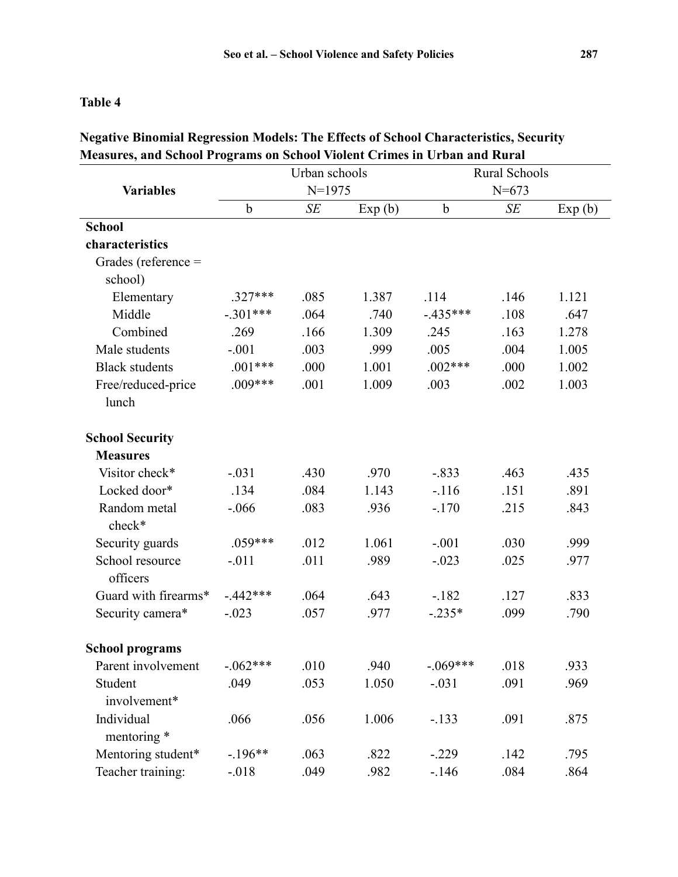**Table 4**

**Negative Binomial Regression Models: The Effects of School Characteristics, Security Measures, and School Programs on School Violent Crimes in Urban and Rural**

| Variables | Urban schools N=1975 | | | Rural Schools N=673 | | |
|---|---|---|---|---|---|---|
| | b | *SE* | Exp (b) | b | *SE* | Exp (b) |
| **School characteristics** | | | | | | |
| Grades (reference = school) | | | | | | |
| Elementary | .327*** | .085 | 1.387 | .114 | .146 | 1.121 |
| Middle | -.301*** | .064 | .740 | -.435*** | .108 | .647 |
| Combined | .269 | .166 | 1.309 | .245 | .163 | 1.278 |
| Male students | -.001 | .003 | .999 | .005 | .004 | 1.005 |
| Black students | .001*** | .000 | 1.001 | .002*** | .000 | 1.002 |
| Free/reduced-price lunch | .009*** | .001 | 1.009 | .003 | .002 | 1.003 |
| **School Security Measures** | | | | | | |
| Visitor check* | -.031 | .430 | .970 | -.833 | .463 | .435 |
| Locked door* | .134 | .084 | 1.143 | -.116 | .151 | .891 |
| Random metal check* | -.066 | .083 | .936 | -.170 | .215 | .843 |
| Security guards | .059*** | .012 | 1.061 | -.001 | .030 | .999 |
| School resource officers | -.011 | .011 | .989 | -.023 | .025 | .977 |
| Guard with firearms* | -.442*** | .064 | .643 | -.182 | .127 | .833 |
| Security camera* | -.023 | .057 | .977 | -.235* | .099 | .790 |
| **School programs** | | | | | | |
| Parent involvement | -.062*** | .010 | .940 | -.069*** | .018 | .933 |
| Student involvement* | .049 | .053 | 1.050 | -.031 | .091 | .969 |
| Individual mentoring * | .066 | .056 | 1.006 | -.133 | .091 | .875 |
| Mentoring student* | -.196** | .063 | .822 | -.229 | .142 | .795 |
| Teacher training: | -.018 | .049 | .982 | -.146 | .084 | .864 |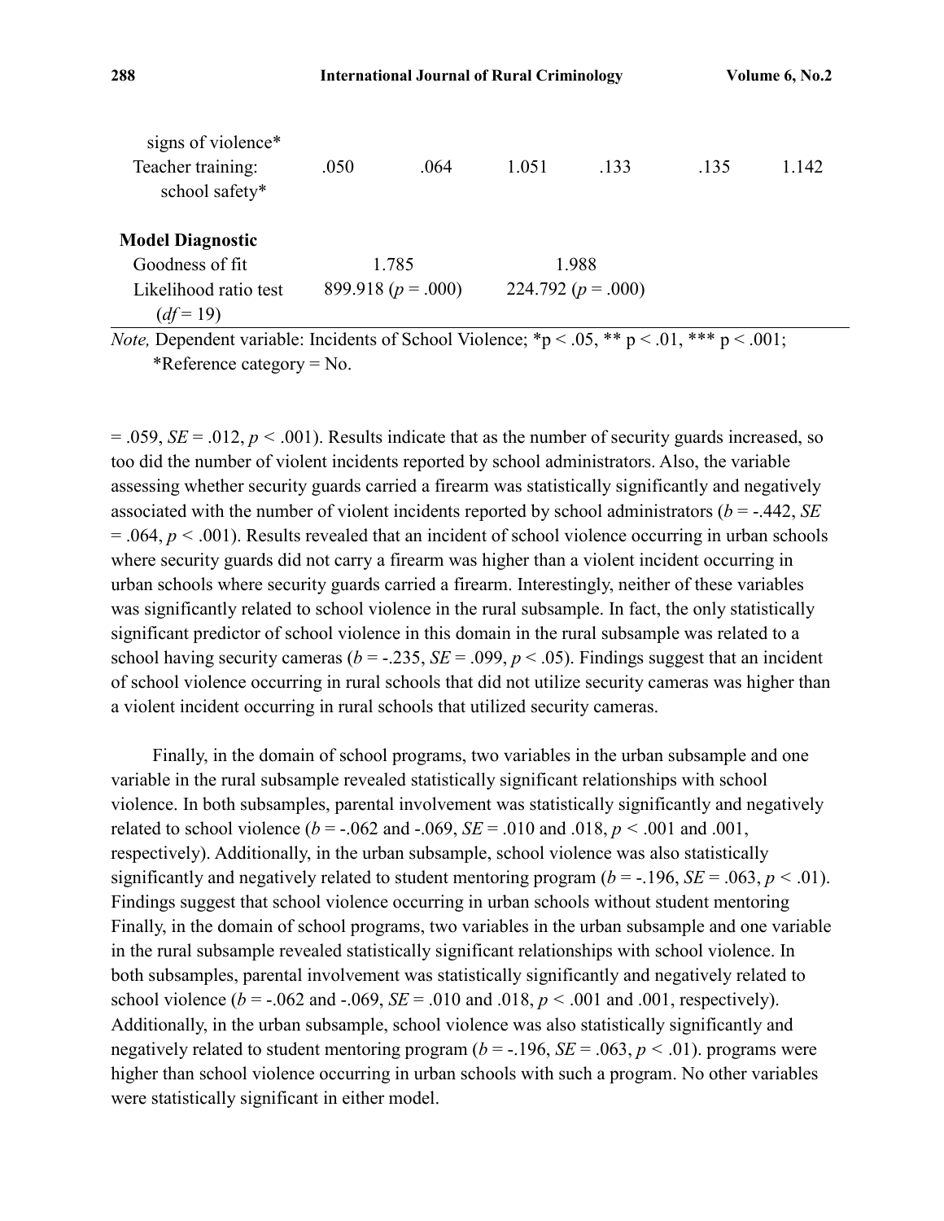| | | | | | | |
|---|---|---|---|---|---|---|
| signs of violence* | | | | | | |
| Teacher training: school safety* | .050 | .064 | 1.051 | .133 | .135 | 1.142 |
| **Model Diagnostic** | | | | | | |
| Goodness of fit | 1.785 | | | 1.988 | | |
| Likelihood ratio test ($df$ = 19) | 899.918 ($p$ = .000) | | | 224.792 ($p$ = .000) | | |

*Note,* Dependent variable: Incidents of School Violence; *p < .05, ** p < .01, *** p < .001; *Reference category = No.

= .059, $SE$ = .012, $p$ < .001). Results indicate that as the number of security guards increased, so too did the number of violent incidents reported by school administrators. Also, the variable assessing whether security guards carried a firearm was statistically significantly and negatively associated with the number of violent incidents reported by school administrators ($b$ = -.442, $SE$ = .064, $p$ < .001). Results revealed that an incident of school violence occurring in urban schools where security guards did not carry a firearm was higher than a violent incident occurring in urban schools where security guards carried a firearm. Interestingly, neither of these variables was significantly related to school violence in the rural subsample. In fact, the only statistically significant predictor of school violence in this domain in the rural subsample was related to a school having security cameras ($b$ = -.235, $SE$ = .099, $p$ < .05). Findings suggest that an incident of school violence occurring in rural schools that did not utilize security cameras was higher than a violent incident occurring in rural schools that utilized security cameras.

Finally, in the domain of school programs, two variables in the urban subsample and one variable in the rural subsample revealed statistically significant relationships with school violence. In both subsamples, parental involvement was statistically significantly and negatively related to school violence ($b$ = -.062 and -.069, $SE$ = .010 and .018, $p$ < .001 and .001, respectively). Additionally, in the urban subsample, school violence was also statistically significantly and negatively related to student mentoring program ($b$ = -.196, $SE$ = .063, $p$ < .01). Findings suggest that school violence occurring in urban schools without student mentoring Finally, in the domain of school programs, two variables in the urban subsample and one variable in the rural subsample revealed statistically significant relationships with school violence. In both subsamples, parental involvement was statistically significantly and negatively related to school violence ($b$ = -.062 and -.069, $SE$ = .010 and .018, $p$ < .001 and .001, respectively). Additionally, in the urban subsample, school violence was also statistically significantly and negatively related to student mentoring program ($b$ = -.196, $SE$ = .063, $p$ < .01). programs were higher than school violence occurring in urban schools with such a program. No other variables were statistically significant in either model.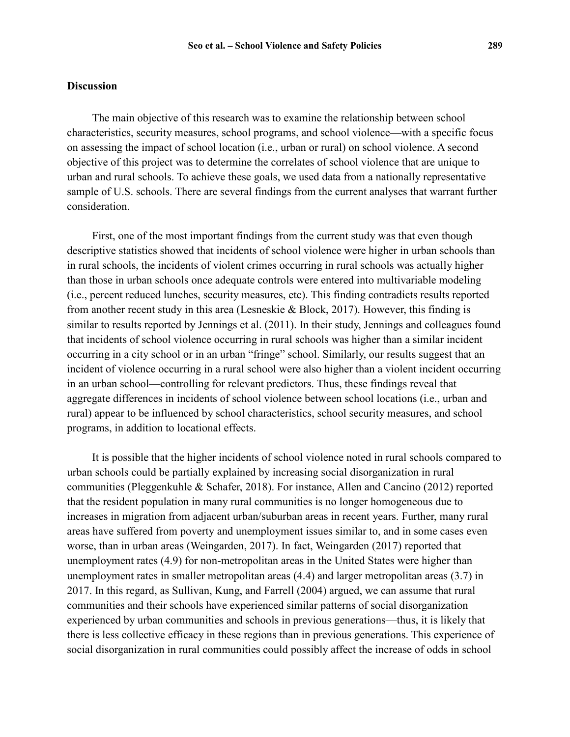## Discussion

The main objective of this research was to examine the relationship between school characteristics, security measures, school programs, and school violence—with a specific focus on assessing the impact of school location (i.e., urban or rural) on school violence. A second objective of this project was to determine the correlates of school violence that are unique to urban and rural schools. To achieve these goals, we used data from a nationally representative sample of U.S. schools. There are several findings from the current analyses that warrant further consideration.

First, one of the most important findings from the current study was that even though descriptive statistics showed that incidents of school violence were higher in urban schools than in rural schools, the incidents of violent crimes occurring in rural schools was actually higher than those in urban schools once adequate controls were entered into multivariable modeling (i.e., percent reduced lunches, security measures, etc). This finding contradicts results reported from another recent study in this area (Lesneskie & Block, 2017). However, this finding is similar to results reported by Jennings et al. (2011). In their study, Jennings and colleagues found that incidents of school violence occurring in rural schools was higher than a similar incident occurring in a city school or in an urban "fringe" school. Similarly, our results suggest that an incident of violence occurring in a rural school were also higher than a violent incident occurring in an urban school—controlling for relevant predictors. Thus, these findings reveal that aggregate differences in incidents of school violence between school locations (i.e., urban and rural) appear to be influenced by school characteristics, school security measures, and school programs, in addition to locational effects.

It is possible that the higher incidents of school violence noted in rural schools compared to urban schools could be partially explained by increasing social disorganization in rural communities (Pleggenkuhle & Schafer, 2018). For instance, Allen and Cancino (2012) reported that the resident population in many rural communities is no longer homogeneous due to increases in migration from adjacent urban/suburban areas in recent years. Further, many rural areas have suffered from poverty and unemployment issues similar to, and in some cases even worse, than in urban areas (Weingarden, 2017). In fact, Weingarden (2017) reported that unemployment rates (4.9) for non-metropolitan areas in the United States were higher than unemployment rates in smaller metropolitan areas (4.4) and larger metropolitan areas (3.7) in 2017. In this regard, as Sullivan, Kung, and Farrell (2004) argued, we can assume that rural communities and their schools have experienced similar patterns of social disorganization experienced by urban communities and schools in previous generations—thus, it is likely that there is less collective efficacy in these regions than in previous generations. This experience of social disorganization in rural communities could possibly affect the increase of odds in school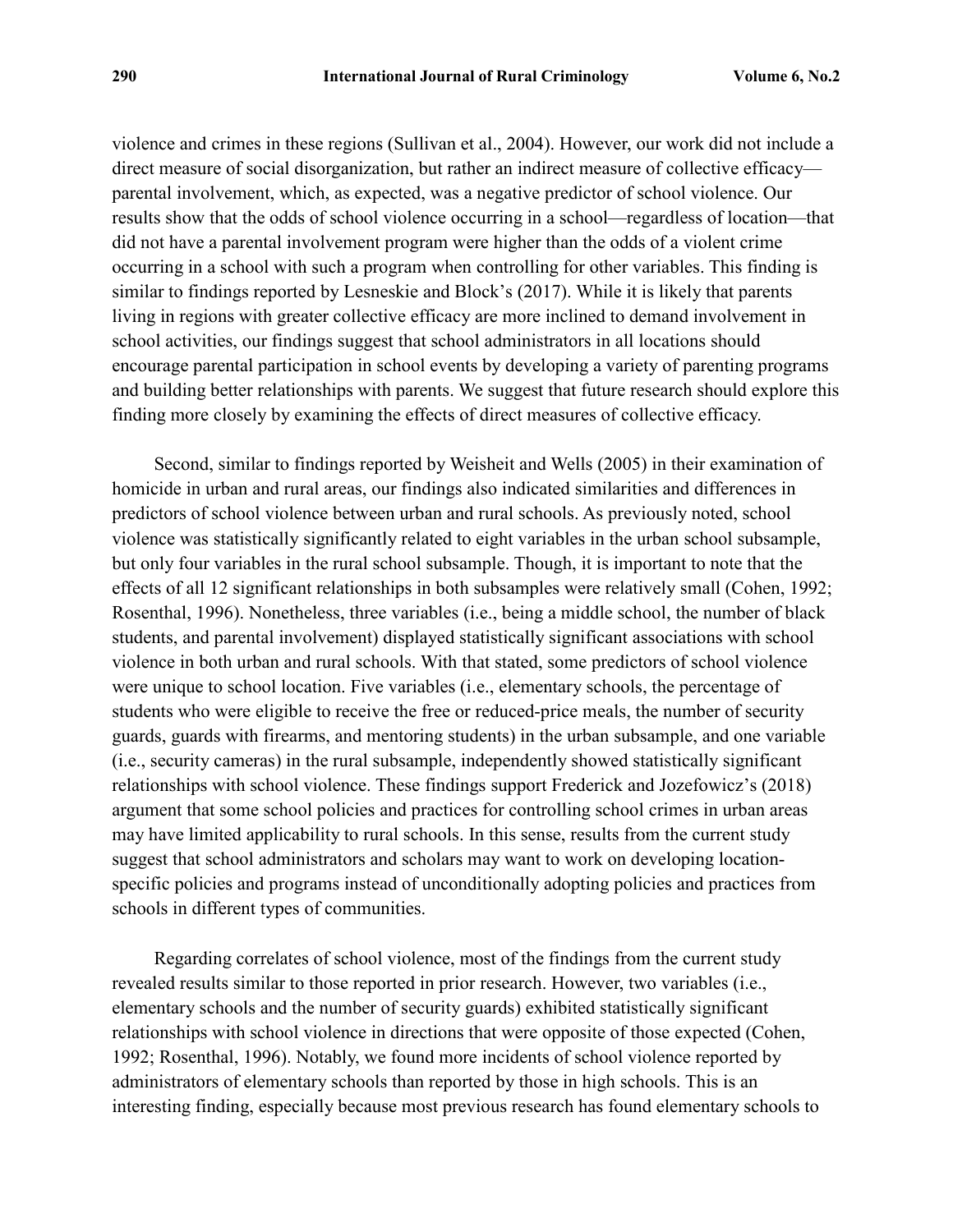violence and crimes in these regions (Sullivan et al., 2004). However, our work did not include a direct measure of social disorganization, but rather an indirect measure of collective efficacy—parental involvement, which, as expected, was a negative predictor of school violence. Our results show that the odds of school violence occurring in a school—regardless of location—that did not have a parental involvement program were higher than the odds of a violent crime occurring in a school with such a program when controlling for other variables. This finding is similar to findings reported by Lesneskie and Block's (2017). While it is likely that parents living in regions with greater collective efficacy are more inclined to demand involvement in school activities, our findings suggest that school administrators in all locations should encourage parental participation in school events by developing a variety of parenting programs and building better relationships with parents. We suggest that future research should explore this finding more closely by examining the effects of direct measures of collective efficacy.

Second, similar to findings reported by Weisheit and Wells (2005) in their examination of homicide in urban and rural areas, our findings also indicated similarities and differences in predictors of school violence between urban and rural schools. As previously noted, school violence was statistically significantly related to eight variables in the urban school subsample, but only four variables in the rural school subsample. Though, it is important to note that the effects of all 12 significant relationships in both subsamples were relatively small (Cohen, 1992; Rosenthal, 1996). Nonetheless, three variables (i.e., being a middle school, the number of black students, and parental involvement) displayed statistically significant associations with school violence in both urban and rural schools. With that stated, some predictors of school violence were unique to school location. Five variables (i.e., elementary schools, the percentage of students who were eligible to receive the free or reduced-price meals, the number of security guards, guards with firearms, and mentoring students) in the urban subsample, and one variable (i.e., security cameras) in the rural subsample, independently showed statistically significant relationships with school violence. These findings support Frederick and Jozefowicz's (2018) argument that some school policies and practices for controlling school crimes in urban areas may have limited applicability to rural schools. In this sense, results from the current study suggest that school administrators and scholars may want to work on developing location-specific policies and programs instead of unconditionally adopting policies and practices from schools in different types of communities.

Regarding correlates of school violence, most of the findings from the current study revealed results similar to those reported in prior research. However, two variables (i.e., elementary schools and the number of security guards) exhibited statistically significant relationships with school violence in directions that were opposite of those expected (Cohen, 1992; Rosenthal, 1996). Notably, we found more incidents of school violence reported by administrators of elementary schools than reported by those in high schools. This is an interesting finding, especially because most previous research has found elementary schools to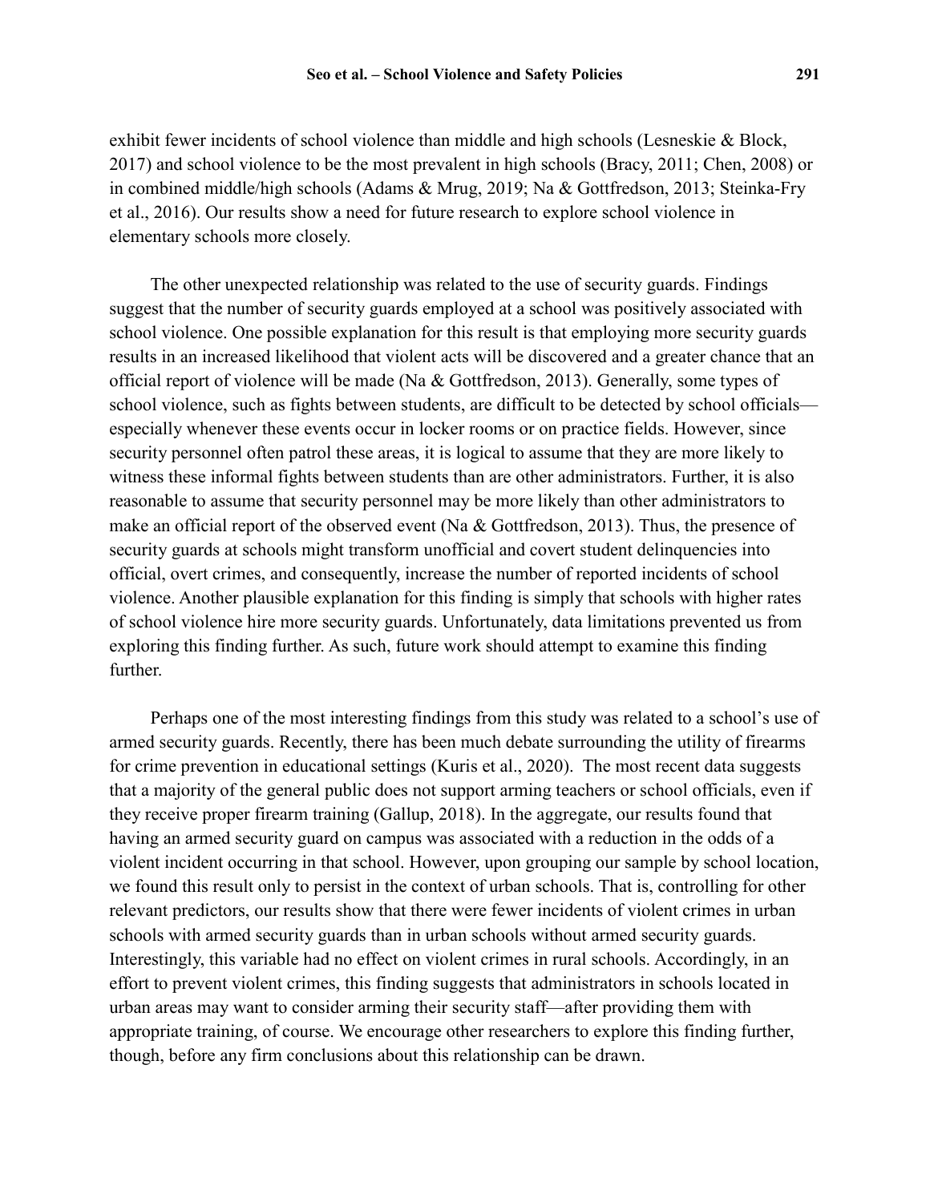exhibit fewer incidents of school violence than middle and high schools (Lesneskie & Block, 2017) and school violence to be the most prevalent in high schools (Bracy, 2011; Chen, 2008) or in combined middle/high schools (Adams & Mrug, 2019; Na & Gottfredson, 2013; Steinka-Fry et al., 2016). Our results show a need for future research to explore school violence in elementary schools more closely.

The other unexpected relationship was related to the use of security guards. Findings suggest that the number of security guards employed at a school was positively associated with school violence. One possible explanation for this result is that employing more security guards results in an increased likelihood that violent acts will be discovered and a greater chance that an official report of violence will be made (Na & Gottfredson, 2013). Generally, some types of school violence, such as fights between students, are difficult to be detected by school officials—especially whenever these events occur in locker rooms or on practice fields. However, since security personnel often patrol these areas, it is logical to assume that they are more likely to witness these informal fights between students than are other administrators. Further, it is also reasonable to assume that security personnel may be more likely than other administrators to make an official report of the observed event (Na & Gottfredson, 2013). Thus, the presence of security guards at schools might transform unofficial and covert student delinquencies into official, overt crimes, and consequently, increase the number of reported incidents of school violence. Another plausible explanation for this finding is simply that schools with higher rates of school violence hire more security guards. Unfortunately, data limitations prevented us from exploring this finding further. As such, future work should attempt to examine this finding further.

Perhaps one of the most interesting findings from this study was related to a school's use of armed security guards. Recently, there has been much debate surrounding the utility of firearms for crime prevention in educational settings (Kuris et al., 2020). The most recent data suggests that a majority of the general public does not support arming teachers or school officials, even if they receive proper firearm training (Gallup, 2018). In the aggregate, our results found that having an armed security guard on campus was associated with a reduction in the odds of a violent incident occurring in that school. However, upon grouping our sample by school location, we found this result only to persist in the context of urban schools. That is, controlling for other relevant predictors, our results show that there were fewer incidents of violent crimes in urban schools with armed security guards than in urban schools without armed security guards. Interestingly, this variable had no effect on violent crimes in rural schools. Accordingly, in an effort to prevent violent crimes, this finding suggests that administrators in schools located in urban areas may want to consider arming their security staff—after providing them with appropriate training, of course. We encourage other researchers to explore this finding further, though, before any firm conclusions about this relationship can be drawn.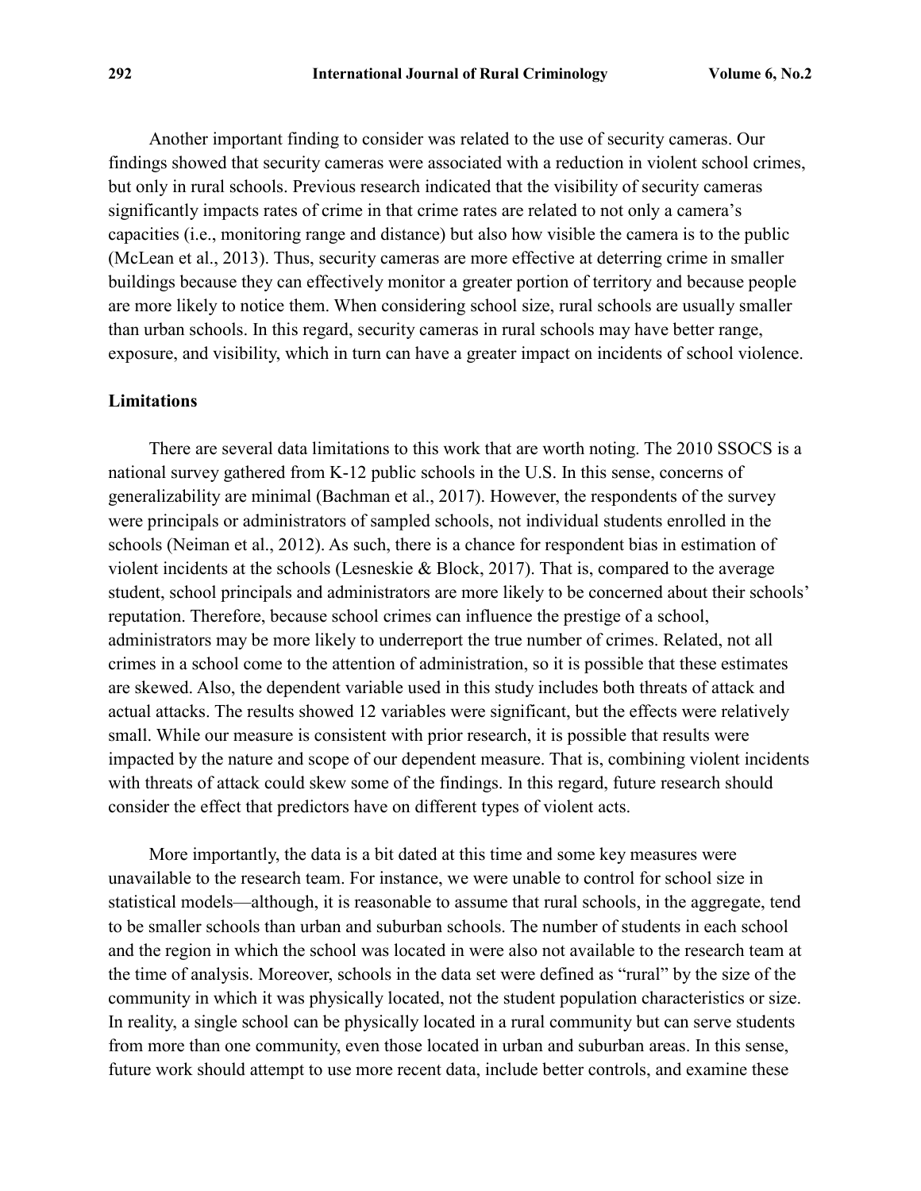Another important finding to consider was related to the use of security cameras. Our findings showed that security cameras were associated with a reduction in violent school crimes, but only in rural schools. Previous research indicated that the visibility of security cameras significantly impacts rates of crime in that crime rates are related to not only a camera's capacities (i.e., monitoring range and distance) but also how visible the camera is to the public (McLean et al., 2013). Thus, security cameras are more effective at deterring crime in smaller buildings because they can effectively monitor a greater portion of territory and because people are more likely to notice them. When considering school size, rural schools are usually smaller than urban schools. In this regard, security cameras in rural schools may have better range, exposure, and visibility, which in turn can have a greater impact on incidents of school violence.

### Limitations

There are several data limitations to this work that are worth noting. The 2010 SSOCS is a national survey gathered from K-12 public schools in the U.S. In this sense, concerns of generalizability are minimal (Bachman et al., 2017). However, the respondents of the survey were principals or administrators of sampled schools, not individual students enrolled in the schools (Neiman et al., 2012). As such, there is a chance for respondent bias in estimation of violent incidents at the schools (Lesneskie & Block, 2017). That is, compared to the average student, school principals and administrators are more likely to be concerned about their schools' reputation. Therefore, because school crimes can influence the prestige of a school, administrators may be more likely to underreport the true number of crimes. Related, not all crimes in a school come to the attention of administration, so it is possible that these estimates are skewed. Also, the dependent variable used in this study includes both threats of attack and actual attacks. The results showed 12 variables were significant, but the effects were relatively small. While our measure is consistent with prior research, it is possible that results were impacted by the nature and scope of our dependent measure. That is, combining violent incidents with threats of attack could skew some of the findings. In this regard, future research should consider the effect that predictors have on different types of violent acts.

More importantly, the data is a bit dated at this time and some key measures were unavailable to the research team. For instance, we were unable to control for school size in statistical models—although, it is reasonable to assume that rural schools, in the aggregate, tend to be smaller schools than urban and suburban schools. The number of students in each school and the region in which the school was located in were also not available to the research team at the time of analysis. Moreover, schools in the data set were defined as "rural" by the size of the community in which it was physically located, not the student population characteristics or size. In reality, a single school can be physically located in a rural community but can serve students from more than one community, even those located in urban and suburban areas. In this sense, future work should attempt to use more recent data, include better controls, and examine these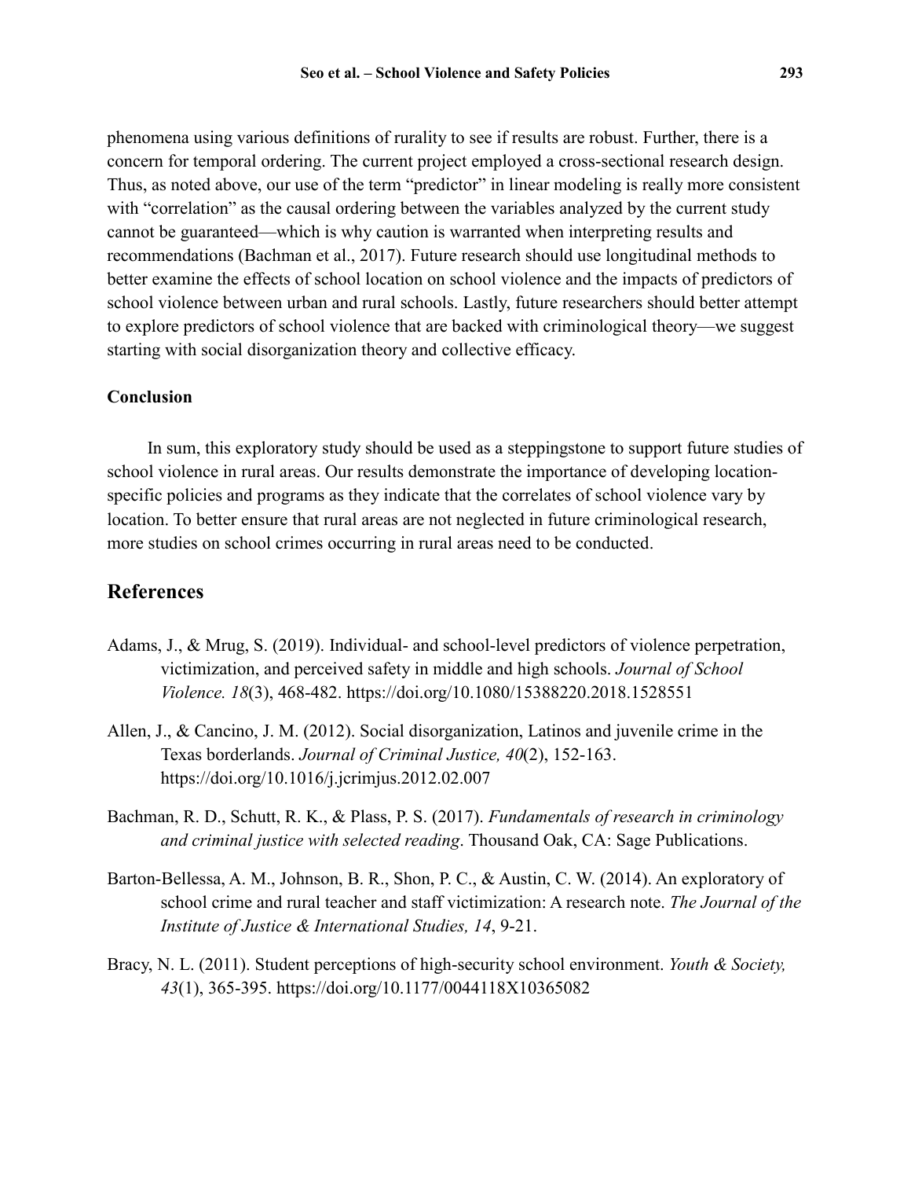phenomena using various definitions of rurality to see if results are robust. Further, there is a concern for temporal ordering. The current project employed a cross-sectional research design. Thus, as noted above, our use of the term "predictor" in linear modeling is really more consistent with "correlation" as the causal ordering between the variables analyzed by the current study cannot be guaranteed—which is why caution is warranted when interpreting results and recommendations (Bachman et al., 2017). Future research should use longitudinal methods to better examine the effects of school location on school violence and the impacts of predictors of school violence between urban and rural schools. Lastly, future researchers should better attempt to explore predictors of school violence that are backed with criminological theory—we suggest starting with social disorganization theory and collective efficacy.

### Conclusion

In sum, this exploratory study should be used as a steppingstone to support future studies of school violence in rural areas. Our results demonstrate the importance of developing location-specific policies and programs as they indicate that the correlates of school violence vary by location. To better ensure that rural areas are not neglected in future criminological research, more studies on school crimes occurring in rural areas need to be conducted.

## References

Adams, J., & Mrug, S. (2019). Individual- and school-level predictors of violence perpetration, victimization, and perceived safety in middle and high schools. *Journal of School Violence. 18*(3), 468-482. https://doi.org/10.1080/15388220.2018.1528551

Allen, J., & Cancino, J. M. (2012). Social disorganization, Latinos and juvenile crime in the Texas borderlands. *Journal of Criminal Justice, 40*(2), 152-163. https://doi.org/10.1016/j.jcrimjus.2012.02.007

Bachman, R. D., Schutt, R. K., & Plass, P. S. (2017). *Fundamentals of research in criminology and criminal justice with selected reading*. Thousand Oak, CA: Sage Publications.

Barton-Bellessa, A. M., Johnson, B. R., Shon, P. C., & Austin, C. W. (2014). An exploratory of school crime and rural teacher and staff victimization: A research note. *The Journal of the Institute of Justice & International Studies, 14*, 9-21.

Bracy, N. L. (2011). Student perceptions of high-security school environment. *Youth & Society, 43*(1), 365-395. https://doi.org/10.1177/0044118X10365082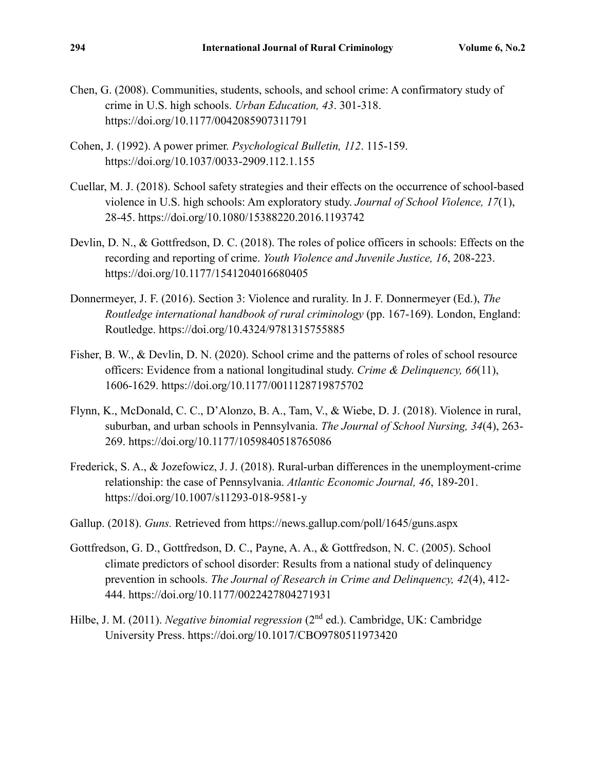Chen, G. (2008). Communities, students, schools, and school crime: A confirmatory study of crime in U.S. high schools. *Urban Education, 43*. 301-318. https://doi.org/10.1177/0042085907311791

Cohen, J. (1992). A power primer. *Psychological Bulletin, 112*. 115-159. https://doi.org/10.1037/0033-2909.112.1.155

Cuellar, M. J. (2018). School safety strategies and their effects on the occurrence of school-based violence in U.S. high schools: Am exploratory study. *Journal of School Violence, 17*(1), 28-45. https://doi.org/10.1080/15388220.2016.1193742

Devlin, D. N., & Gottfredson, D. C. (2018). The roles of police officers in schools: Effects on the recording and reporting of crime. *Youth Violence and Juvenile Justice, 16*, 208-223. https://doi.org/10.1177/1541204016680405

Donnermeyer, J. F. (2016). Section 3: Violence and rurality. In J. F. Donnermeyer (Ed.), *The Routledge international handbook of rural criminology* (pp. 167-169). London, England: Routledge. https://doi.org/10.4324/9781315755885

Fisher, B. W., & Devlin, D. N. (2020). School crime and the patterns of roles of school resource officers: Evidence from a national longitudinal study. *Crime & Delinquency, 66*(11), 1606-1629. https://doi.org/10.1177/0011128719875702

Flynn, K., McDonald, C. C., D'Alonzo, B. A., Tam, V., & Wiebe, D. J. (2018). Violence in rural, suburban, and urban schools in Pennsylvania. *The Journal of School Nursing, 34*(4), 263-269. https://doi.org/10.1177/1059840518765086

Frederick, S. A., & Jozefowicz, J. J. (2018). Rural-urban differences in the unemployment-crime relationship: the case of Pennsylvania. *Atlantic Economic Journal, 46*, 189-201. https://doi.org/10.1007/s11293-018-9581-y

Gallup. (2018). *Guns.* Retrieved from https://news.gallup.com/poll/1645/guns.aspx

Gottfredson, G. D., Gottfredson, D. C., Payne, A. A., & Gottfredson, N. C. (2005). School climate predictors of school disorder: Results from a national study of delinquency prevention in schools. *The Journal of Research in Crime and Delinquency, 42*(4), 412-444. https://doi.org/10.1177/0022427804271931

Hilbe, J. M. (2011). *Negative binomial regression* (2nd ed.). Cambridge, UK: Cambridge University Press. https://doi.org/10.1017/CBO9780511973420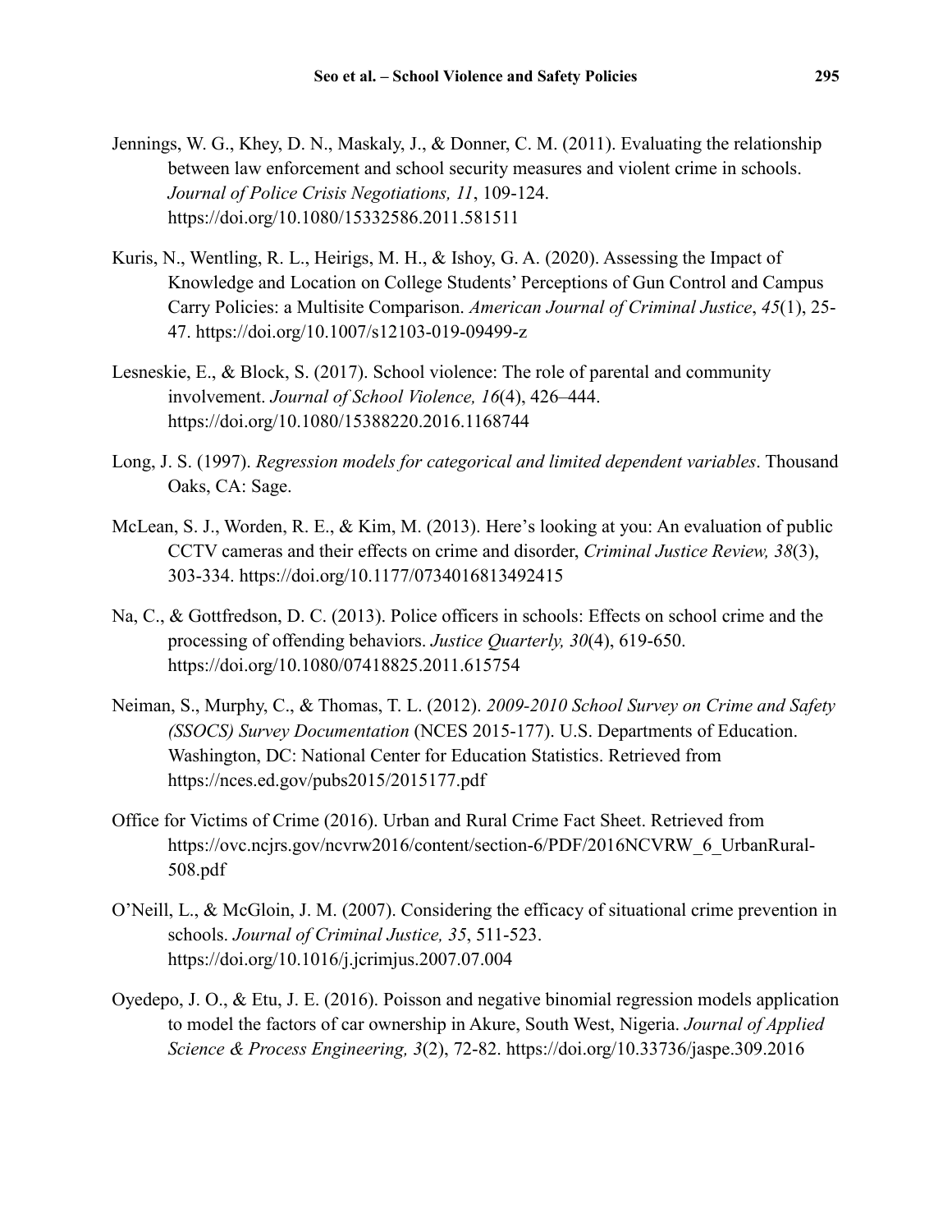Jennings, W. G., Khey, D. N., Maskaly, J., & Donner, C. M. (2011). Evaluating the relationship between law enforcement and school security measures and violent crime in schools. *Journal of Police Crisis Negotiations, 11*, 109-124. https://doi.org/10.1080/15332586.2011.581511

Kuris, N., Wentling, R. L., Heirigs, M. H., & Ishoy, G. A. (2020). Assessing the Impact of Knowledge and Location on College Students' Perceptions of Gun Control and Campus Carry Policies: a Multisite Comparison. *American Journal of Criminal Justice*, *45*(1), 25-47. https://doi.org/10.1007/s12103-019-09499-z

Lesneskie, E., & Block, S. (2017). School violence: The role of parental and community involvement. *Journal of School Violence, 16*(4), 426–444. https://doi.org/10.1080/15388220.2016.1168744

Long, J. S. (1997). *Regression models for categorical and limited dependent variables*. Thousand Oaks, CA: Sage.

McLean, S. J., Worden, R. E., & Kim, M. (2013). Here's looking at you: An evaluation of public CCTV cameras and their effects on crime and disorder, *Criminal Justice Review, 38*(3), 303-334. https://doi.org/10.1177/0734016813492415

Na, C., & Gottfredson, D. C. (2013). Police officers in schools: Effects on school crime and the processing of offending behaviors. *Justice Quarterly, 30*(4), 619-650. https://doi.org/10.1080/07418825.2011.615754

Neiman, S., Murphy, C., & Thomas, T. L. (2012). *2009-2010 School Survey on Crime and Safety (SSOCS) Survey Documentation* (NCES 2015-177). U.S. Departments of Education. Washington, DC: National Center for Education Statistics. Retrieved from https://nces.ed.gov/pubs2015/2015177.pdf

Office for Victims of Crime (2016). Urban and Rural Crime Fact Sheet. Retrieved from https://ovc.ncjrs.gov/ncvrw2016/content/section-6/PDF/2016NCVRW_6_UrbanRural-508.pdf

O'Neill, L., & McGloin, J. M. (2007). Considering the efficacy of situational crime prevention in schools. *Journal of Criminal Justice, 35*, 511-523. https://doi.org/10.1016/j.jcrimjus.2007.07.004

Oyedepo, J. O., & Etu, J. E. (2016). Poisson and negative binomial regression models application to model the factors of car ownership in Akure, South West, Nigeria. *Journal of Applied Science & Process Engineering, 3*(2), 72-82. https://doi.org/10.33736/jaspe.309.2016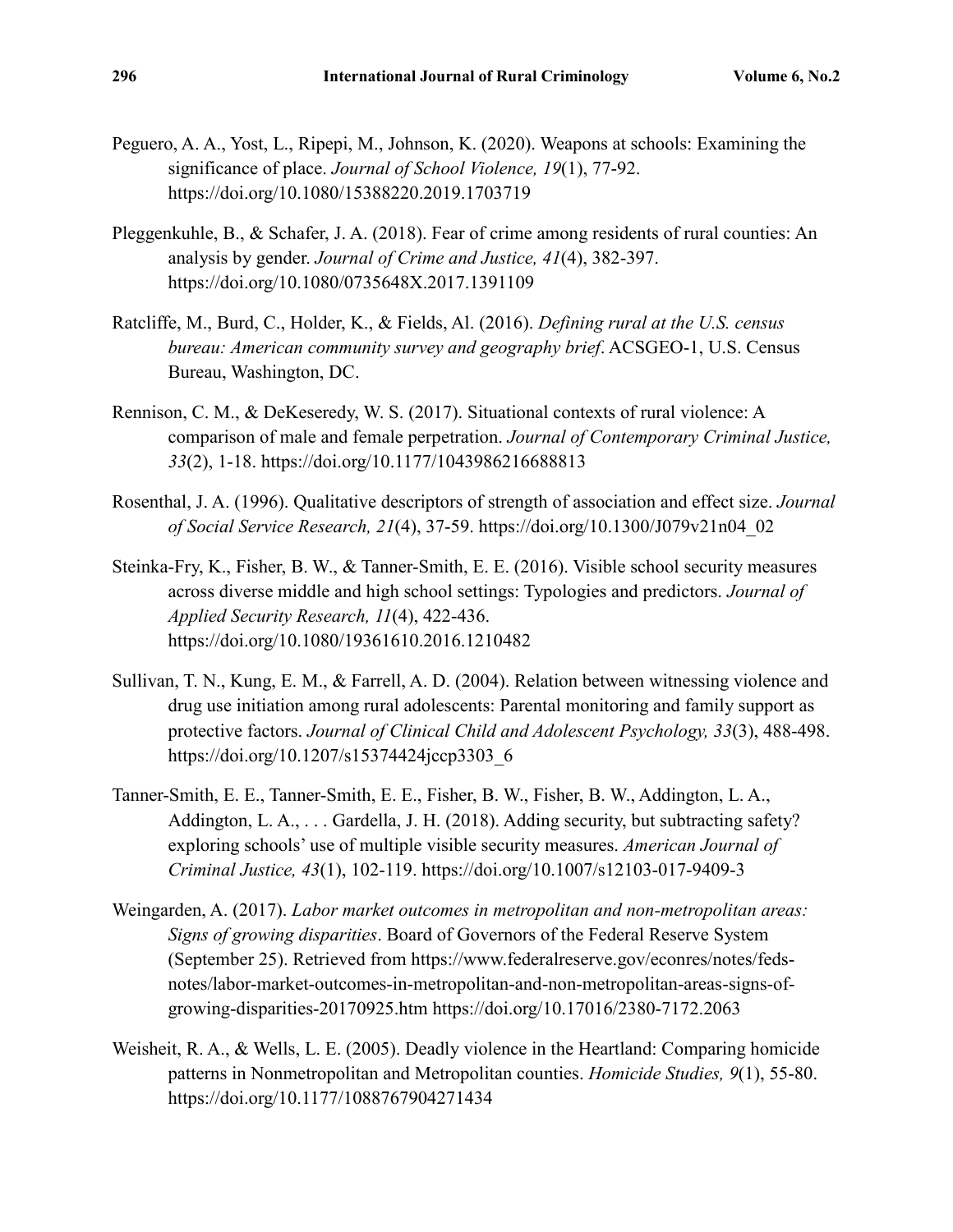Peguero, A. A., Yost, L., Ripepi, M., Johnson, K. (2020). Weapons at schools: Examining the significance of place. *Journal of School Violence, 19*(1), 77-92. https://doi.org/10.1080/15388220.2019.1703719

Pleggenkuhle, B., & Schafer, J. A. (2018). Fear of crime among residents of rural counties: An analysis by gender. *Journal of Crime and Justice, 41*(4), 382-397. https://doi.org/10.1080/0735648X.2017.1391109

Ratcliffe, M., Burd, C., Holder, K., & Fields, Al. (2016). *Defining rural at the U.S. census bureau: American community survey and geography brief*. ACSGEO-1, U.S. Census Bureau, Washington, DC.

Rennison, C. M., & DeKeseredy, W. S. (2017). Situational contexts of rural violence: A comparison of male and female perpetration. *Journal of Contemporary Criminal Justice, 33*(2), 1-18. https://doi.org/10.1177/1043986216688813

Rosenthal, J. A. (1996). Qualitative descriptors of strength of association and effect size. *Journal of Social Service Research, 21*(4), 37-59. https://doi.org/10.1300/J079v21n04_02

Steinka-Fry, K., Fisher, B. W., & Tanner-Smith, E. E. (2016). Visible school security measures across diverse middle and high school settings: Typologies and predictors. *Journal of Applied Security Research, 11*(4), 422-436. https://doi.org/10.1080/19361610.2016.1210482

Sullivan, T. N., Kung, E. M., & Farrell, A. D. (2004). Relation between witnessing violence and drug use initiation among rural adolescents: Parental monitoring and family support as protective factors. *Journal of Clinical Child and Adolescent Psychology, 33*(3), 488-498. https://doi.org/10.1207/s15374424jccp3303_6

Tanner-Smith, E. E., Tanner-Smith, E. E., Fisher, B. W., Fisher, B. W., Addington, L. A., Addington, L. A., . . . Gardella, J. H. (2018). Adding security, but subtracting safety? exploring schools' use of multiple visible security measures. *American Journal of Criminal Justice, 43*(1), 102-119. https://doi.org/10.1007/s12103-017-9409-3

Weingarden, A. (2017). *Labor market outcomes in metropolitan and non-metropolitan areas: Signs of growing disparities*. Board of Governors of the Federal Reserve System (September 25). Retrieved from https://www.federalreserve.gov/econres/notes/feds-notes/labor-market-outcomes-in-metropolitan-and-non-metropolitan-areas-signs-of-growing-disparities-20170925.htm https://doi.org/10.17016/2380-7172.2063

Weisheit, R. A., & Wells, L. E. (2005). Deadly violence in the Heartland: Comparing homicide patterns in Nonmetropolitan and Metropolitan counties. *Homicide Studies, 9*(1), 55-80. https://doi.org/10.1177/1088767904271434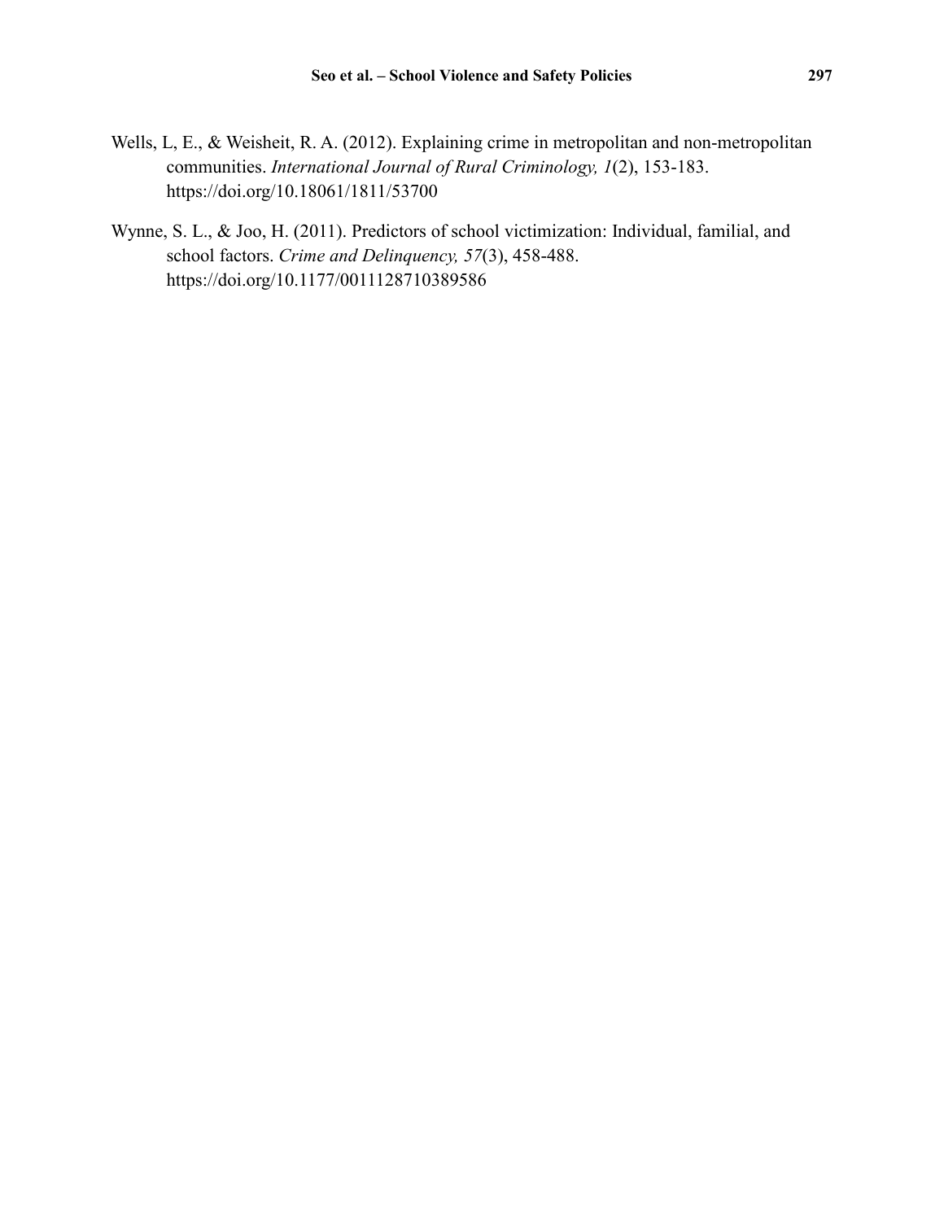Wells, L, E., & Weisheit, R. A. (2012). Explaining crime in metropolitan and non-metropolitan communities. *International Journal of Rural Criminology, 1*(2), 153-183. https://doi.org/10.18061/1811/53700

Wynne, S. L., & Joo, H. (2011). Predictors of school victimization: Individual, familial, and school factors. *Crime and Delinquency, 57*(3), 458-488. https://doi.org/10.1177/0011128710389586